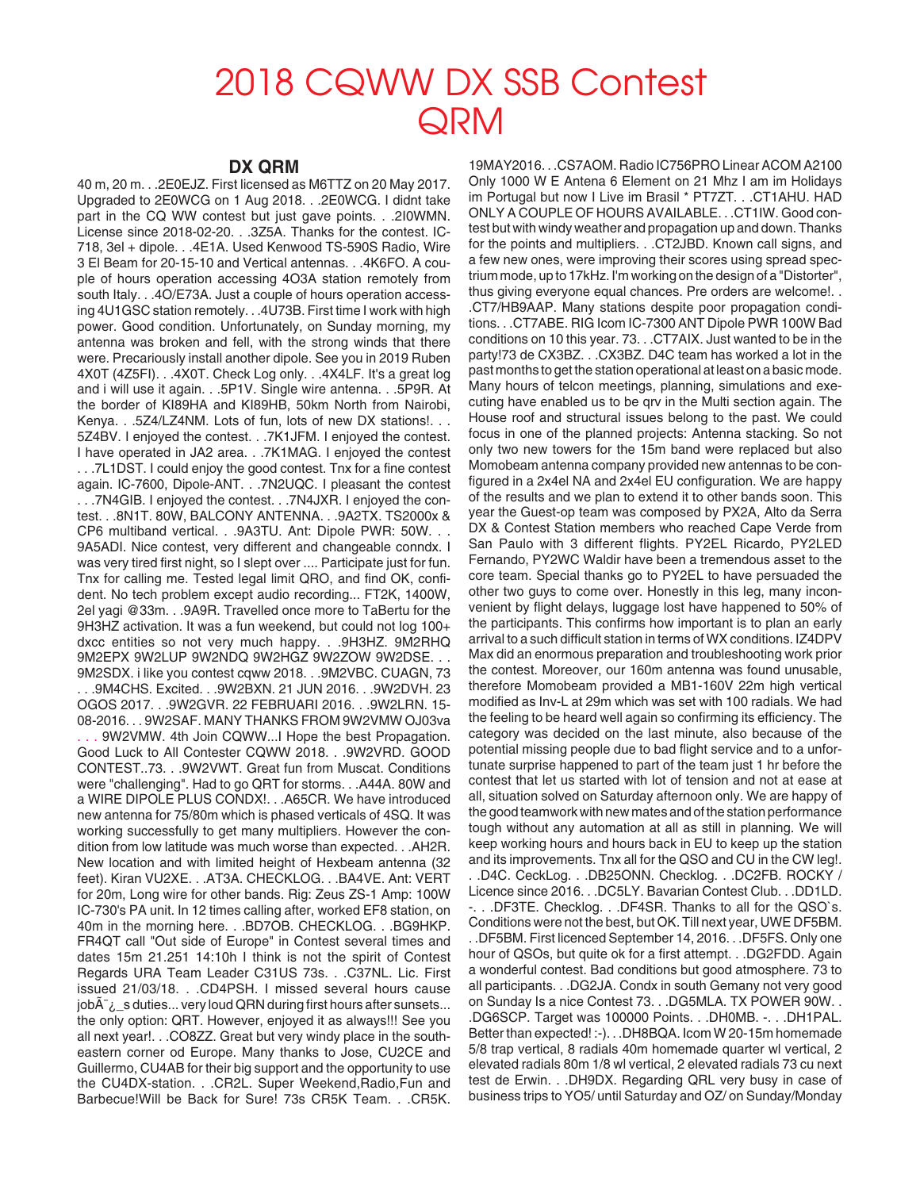# 2018 CQWW DX SSB Contest QRM

## DX QRM

40 m, 20 m. . .2E0EJZ. First licensed as M6TTZ on 20 May 2017. Upgraded to 2E0WCG on 1 Aug 2018. . .2E0WCG. I didnt take part in the CQ WW contest but just gave points. . .2I0WMN. License since 2018-02-20. . .3Z5A. Thanks for the contest. IC-718, 3el + dipole. . .4E1A. Used Kenwood TS-590S Radio, Wire 3 El Beam for 20-15-10 and Vertical antennas. . .4K6FO. A couple of hours operation accessing 4O3A station remotely from south Italy. . .4O/E73A. Just a couple of hours operation accessing 4U1GSC station remotely. . .4U73B. First time I work with high power. Good condition. Unfortunately, on Sunday morning, my antenna was broken and fell, with the strong winds that there were. Precariously install another dipole. See you in 2019 Ruben 4X0T (4Z5FI). . .4X0T. Check Log only. . .4X4LF. It's a great log and i will use it again. . .5P1V. Single wire antenna. . .5P9R. At the border of KI89HA and KI89HB, 50km North from Nairobi, Kenya. . .5Z4/LZ4NM. Lots of fun, lots of new DX stations!. . . 5Z4BV. I enjoyed the contest. . .7K1JFM. I enjoyed the contest. I have operated in JA2 area. . .7K1MAG. I enjoyed the contest . . .7L1DST. I could enjoy the good contest. Tnx for a fine contest again. IC-7600, Dipole-ANT. . .7N2UQC. I pleasant the contest . . .7N4GIB. I enjoyed the contest. . .7N4JXR. I enjoyed the contest. . .8N1T. 80W, BALCONY ANTENNA. . .9A2TX. TS2000x & CP6 multiband vertical. . .9A3TU. Ant: Dipole PWR: 50W. . . 9A5ADI. Nice contest, very different and changeable conndx. I was very tired first night, so I slept over .... Participate just for fun. Tnx for calling me. Tested legal limit QRO, and find OK, confident. No tech problem except audio recording... FT2K, 1400W, 2el yagi @33m. . .9A9R. Travelled once more to TaBertu for the 9H3HZ activation. It was a fun weekend, but could not log 100+ dxcc entities so not very much happy. . .9H3HZ. 9M2RHQ 9M2EPX 9W2LUP 9W2NDQ 9W2HGZ 9W2ZOW 9W2DSE. . . 9M2SDX. i like you contest cqww 2018. . .9M2VBC. CUAGN, 73 . . .9M4CHS. Excited. . .9W2BXN. 21 JUN 2016. . .9W2DVH. 23 OGOS 2017. . .9W2GVR. 22 FEBRUARI 2016. . .9W2LRN. 15-08-2016. . . 9W2SAF. MANY THANKS FROM 9W2VMW OJ03va . . . 9W2VMW. 4th Join CQWW...I Hope the best Propagation. Good Luck to All Contester CQWW 2018. . .9W2VRD. GOOD CONTEST..73. . .9W2VWT. Great fun from Muscat. Conditions were "challenging". Had to go QRT for storms. . .A44A. 80W and a WIRE DIPOLE PLUS CONDX!. . .A65CR. We have introduced new antenna for 75/80m which is phased verticals of 4SQ. It was working successfully to get many multipliers. However the condition from low latitude was much worse than expected. . .AH2R. New location and with limited height of Hexbeam antenna (32 feet). Kiran VU2XE. . .AT3A. CHECKLOG. . .BA4VE. Ant: VERT for 20m, Long wire for other bands. Rig: Zeus ZS-1 Amp: 100W IC-730's PA unit. In 12 times calling after, worked EF8 station, on 40m in the morning here. . .BD7OB. CHECKLOG. . .BG9HKP. FR4QT call "Out side of Europe" in Contest several times and dates 15m 21.251 14:10h I think is not the spirit of Contest Regards URA Team Leader C31US 73s. . .C37NL. Lic. First issued 21/03/18. . .CD4PSH. I missed several hours cause jobÃ¯¿_s duties... very loud QRN during first hours after sunsets... the only option: QRT. However, enjoyed it as always!!! See you all next year!. . .CO8ZZ. Great but very windy place in the south-eastern corner od Europe. Many thanks to Jose, CU2CE and Guillermo, CU4AB for their big support and the opportunity to use the CU4DX-station. . .CR2L. Super Weekend,Radio,Fun and Barbecue!Will be Back for Sure! 73s CR5K Team. . .CR5K. 19MAY2016. . .CS7AOM. Radio IC756PRO Linear ACOM A2100 Only 1000 W E Antena 6 Element on 21 Mhz I am im Holidays im Portugal but now I Live im Brasil * PT7ZT. . .CT1AHU. HAD ONLY A COUPLE OF HOURS AVAILABLE. . .CT1IW. Good contest but with windy weather and propagation up and down. Thanks for the points and multipliers. . .CT2JBD. Known call signs, and a few new ones, were improving their scores using spread spectrium mode, up to 17kHz. I'm working on the design of a "Distorter", thus giving everyone equal chances. Pre orders are welcome!. . .CT7/HB9AAP. Many stations despite poor propagation conditions. . .CT7ABE. RIG Icom IC-7300 ANT Dipole PWR 100W Bad conditions on 10 this year. 73. . .CT7AIX. Just wanted to be in the party!73 de CX3BZ. . .CX3BZ. D4C team has worked a lot in the past months to get the station operational at least on a basic mode. Many hours of telcon meetings, planning, simulations and executing have enabled us to be qrv in the Multi section again. The House roof and structural issues belong to the past. We could focus in one of the planned projects: Antenna stacking. So not only two new towers for the 15m band were replaced but also Momobeam antenna company provided new antennas to be configured in a 2x4el NA and 2x4el EU configuration. We are happy of the results and we plan to extend it to other bands soon. This year the Guest-op team was composed by PX2A, Alto da Serra DX & Contest Station members who reached Cape Verde from San Paulo with 3 different flights. PY2EL Ricardo, PY2LED Fernando, PY2WC Waldir have been a tremendous asset to the core team. Special thanks go to PY2EL to have persuaded the other two guys to come over. Honestly in this leg, many inconvenient by flight delays, luggage lost have happened to 50% of the participants. This confirms how important is to plan an early arrival to a such difficult station in terms of WX conditions. IZ4DPV Max did an enormous preparation and troubleshooting work prior the contest. Moreover, our 160m antenna was found unusable, therefore Momobeam provided a MB1-160V 22m high vertical modified as Inv-L at 29m which was set with 100 radials. We had the feeling to be heard well again so confirming its efficiency. The category was decided on the last minute, also because of the potential missing people due to bad flight service and to a unfortunate surprise happened to part of the team just 1 hr before the contest that let us started with lot of tension and not at ease at all, situation solved on Saturday afternoon only. We are happy of the good teamwork with new mates and of the station performance tough without any automation at all as still in planning. We will keep working hours and hours back in EU to keep up the station and its improvements. Tnx all for the QSO and CU in the CW leg!. . .D4C. CeckLog. . .DB25ONN. Checklog. . .DC2FB. ROCKY / Licence since 2016. . .DC5LY. Bavarian Contest Club. . .DD1LD. -. . .DF3TE. Checklog. . .DF4SR. Thanks to all for the QSO`s. Conditions were not the best, but OK. Till next year, UWE DF5BM. . .DF5BM. First licenced September 14, 2016. . .DF5FS. Only one hour of QSOs, but quite ok for a first attempt. . .DG2FDD. Again a wonderful contest. Bad conditions but good atmosphere. 73 to all participants. . .DG2JA. Condx in south Gemany not very good on Sunday Is a nice Contest 73. . .DG5MLA. TX POWER 90W. . .DG6SCP. Target was 100000 Points. . .DH0MB. -. . .DH1PAL. Better than expected! :-). . .DH8BQA. Icom W 20-15m homemade 5/8 trap vertical, 8 radials 40m homemade quarter wl vertical, 2 elevated radials 80m 1/8 wl vertical, 2 elevated radials 73 cu next test de Erwin. . .DH9DX. Regarding QRL very busy in case of business trips to YO5/ until Saturday and OZ/ on Sunday/Monday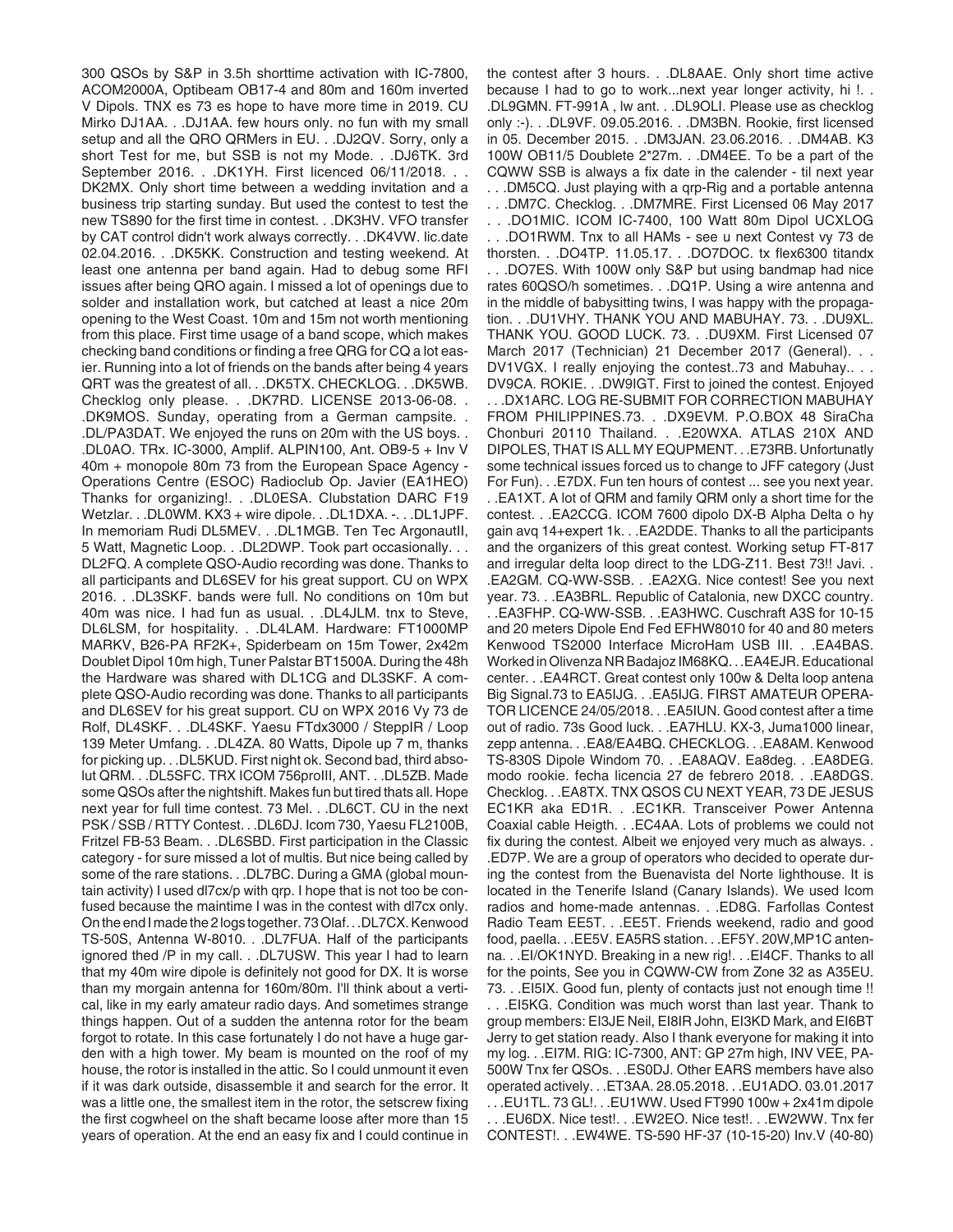300 QSOs by S&P in 3.5h shorttime activation with IC-7800, ACOM2000A, Optibeam OB17-4 and 80m and 160m inverted V Dipols. TNX es 73 es hope to have more time in 2019. CU Mirko DJ1AA. . .DJ1AA. few hours only. no fun with my small setup and all the QRO QRMers in EU. . .DJ2QV. Sorry, only a short Test for me, but SSB is not my Mode. . .DJ6TK. 3rd September 2016. . .DK1YH. First licenced 06/11/2018. . . DK2MX. Only short time between a wedding invitation and a business trip starting sunday. But used the contest to test the new TS890 for the first time in contest. . .DK3HV. VFO transfer by CAT control didn't work always correctly. . .DK4VW. lic.date 02.04.2016. . .DK5KK. Construction and testing weekend. At least one antenna per band again. Had to debug some RFI issues after being QRO again. I missed a lot of openings due to solder and installation work, but catched at least a nice 20m opening to the West Coast. 10m and 15m not worth mentioning from this place. First time usage of a band scope, which makes checking band conditions or finding a free QRG for CQ a lot easier. Running into a lot of friends on the bands after being 4 years QRT was the greatest of all. . .DK5TX. CHECKLOG. . .DK5WB. Checklog only please. . .DK7RD. LICENSE 2013-06-08. . .DK9MOS. Sunday, operating from a German campsite. . .DL/PA3DAT. We enjoyed the runs on 20m with the US boys. . .DL0AO. TRx. IC-3000, Amplif. ALPIN100, Ant. OB9-5 + Inv V 40m + monopole 80m 73 from the European Space Agency - Operations Centre (ESOC) Radioclub Op. Javier (EA1HEO) Thanks for organizing!. . .DL0ESA. Clubstation DARC F19 Wetzlar. . .DL0WM. KX3 + wire dipole. . .DL1DXA. -. . .DL1JPF. In memoriam Rudi DL5MEV. . .DL1MGB. Ten Tec ArgonautII, 5 Watt, Magnetic Loop. . .DL2DWP. Took part occasionally. . . DL2FQ. A complete QSO-Audio recording was done. Thanks to all participants and DL6SEV for his great support. CU on WPX 2016. . .DL3SKF. bands were full. No conditions on 10m but 40m was nice. I had fun as usual. . .DL4JLM. tnx to Steve, DL6LSM, for hospitality. . .DL4LAM. Hardware: FT1000MP MARKV, B26-PA RF2K+, Spiderbeam on 15m Tower, 2x42m Doublet Dipol 10m high, Tuner Palstar BT1500A. During the 48h the Hardware was shared with DL1CG and DL3SKF. A complete QSO-Audio recording was done. Thanks to all participants and DL6SEV for his great support. CU on WPX 2016 Vy 73 de Rolf, DL4SKF. . .DL4SKF. Yaesu FTdx3000 / SteppIR / Loop 139 Meter Umfang. . .DL4ZA. 80 Watts, Dipole up 7 m, thanks for picking up. . .DL5KUD. First night ok. Second bad, third absolut QRM. . .DL5SFC. TRX ICOM 756proIII, ANT. . .DL5ZB. Made some QSOs after the nightshift. Makes fun but tired thats all. Hope next year for full time contest. 73 Mel. . .DL6CT. CU in the next PSK / SSB / RTTY Contest. . .DL6DJ. Icom 730, Yaesu FL2100B, Fritzel FB-53 Beam. . .DL6SBD. First participation in the Classic category - for sure missed a lot of multis. But nice being called by some of the rare stations. . .DL7BC. During a GMA (global mountain activity) I used dl7cx/p with qrp. I hope that is not too be confused because the maintime I was in the contest with dl7cx only. On the end I made the 2 logs together. 73 Olaf. . .DL7CX. Kenwood TS-50S, Antenna W-8010. . .DL7FUA. Half of the participants ignored thed /P in my call. . .DL7USW. This year I had to learn that my 40m wire dipole is definitely not good for DX. It is worse than my morgain antenna for 160m/80m. I'll think about a vertical, like in my early amateur radio days. And sometimes strange things happen. Out of a sudden the antenna rotor for the beam forgot to rotate. In this case fortunately I do not have a huge garden with a high tower. My beam is mounted on the roof of my house, the rotor is installed in the attic. So I could unmount it even if it was dark outside, disassemble it and search for the error. It was a little one, the smallest item in the rotor, the setscrew fixing the first cogwheel on the shaft became loose after more than 15 years of operation. At the end an easy fix and I could continue in the contest after 3 hours. . .DL8AAE. Only short time active because I had to go to work...next year longer activity, hi !. . .DL9GMN. FT-991A , lw ant. . .DL9OLI. Please use as checklog only :-). . .DL9VF. 09.05.2016. . .DM3BN. Rookie, first licensed in 05. December 2015. . .DM3JAN. 23.06.2016. . .DM4AB. K3 100W OB11/5 Doublete 2*27m. . .DM4EE. To be a part of the CQWW SSB is always a fix date in the calender - til next year . . .DM5CQ. Just playing with a qrp-Rig and a portable antenna . . .DM7C. Checklog. . .DM7MRE. First Licensed 06 May 2017 . . .DO1MIC. ICOM IC-7400, 100 Watt 80m Dipol UCXLOG . . .DO1RWM. Tnx to all HAMs - see u next Contest vy 73 de thorsten. . .DO4TP. 11.05.17. . .DO7DOC. tx flex6300 titandx . . .DO7ES. With 100W only S&P but using bandmap had nice rates 60QSO/h sometimes. . .DQ1P. Using a wire antenna and in the middle of babysitting twins, I was happy with the propagation. . .DU1VHY. THANK YOU AND MABUHAY. 73. . .DU9XL. THANK YOU. GOOD LUCK. 73. . .DU9XM. First Licensed 07 March 2017 (Technician) 21 December 2017 (General). . . DV1VGX. I really enjoying the contest..73 and Mabuhay.. . . DV9CA. ROKIE. . .DW9IGT. First to joined the contest. Enjoyed . . .DX1ARC. LOG RE-SUBMIT FOR CORRECTION MABUHAY FROM PHILIPPINES.73. . .DX9EVM. P.O.BOX 48 SiraCha Chonburi 20110 Thailand. . .E20WXA. ATLAS 210X AND DIPOLES, THAT IS ALL MY EQUPMENT. . .E73RB. Unfortunatly some technical issues forced us to change to JFF category (Just For Fun). . .E7DX. Fun ten hours of contest ... see you next year. . .EA1XT. A lot of QRM and family QRM only a short time for the contest. . .EA2CCG. ICOM 7600 dipolo DX-B Alpha Delta o hy gain avq 14+expert 1k. . .EA2DDE. Thanks to all the participants and the organizers of this great contest. Working setup FT-817 and irregular delta loop direct to the LDG-Z11. Best 73!! Javi. . .EA2GM. CQ-WW-SSB. . .EA2XG. Nice contest! See you next year. 73. . .EA3BRL. Republic of Catalonia, new DXCC country. . .EA3FHP. CQ-WW-SSB. . .EA3HWC. Cuschraft A3S for 10-15 and 20 meters Dipole End Fed EFHW8010 for 40 and 80 meters Kenwood TS2000 Interface MicroHam USB III. . .EA4BAS. Worked in Olivenza NR Badajoz IM68KQ. . .EA4EJR. Educational center. . .EA4RCT. Great contest only 100w & Delta loop antena Big Signal.73 to EA5IJG. . .EA5IJG. FIRST AMATEUR OPERATOR LICENCE 24/05/2018. . .EA5IUN. Good contest after a time out of radio. 73s Good luck. . .EA7HLU. KX-3, Juma1000 linear, zepp antenna. . .EA8/EA4BQ. CHECKLOG. . .EA8AM. Kenwood TS-830S Dipole Windom 70. . .EA8AQV. Ea8deg. . .EA8DEG. modo rookie. fecha licencia 27 de febrero 2018. . .EA8DGS. Checklog. . .EA8TX. TNX QSOS CU NEXT YEAR, 73 DE JESUS EC1KR aka ED1R. . .EC1KR. Transceiver Power Antenna Coaxial cable Heigth. . .EC4AA. Lots of problems we could not fix during the contest. Albeit we enjoyed very much as always. . .ED7P. We are a group of operators who decided to operate during the contest from the Buenavista del Norte lighthouse. It is located in the Tenerife Island (Canary Islands). We used Icom radios and home-made antennas. . .ED8G. Farfollas Contest Radio Team EE5T. . .EE5T. Friends weekend, radio and good food, paella. . .EE5V. EA5RS station. . .EF5Y. 20W,MP1C antenna. . .EI/OK1NYD. Breaking in a new rig!. . .EI4CF. Thanks to all for the points, See you in CQWW-CW from Zone 32 as A35EU. 73. . .EI5IX. Good fun, plenty of contacts just not enough time !! . . .EI5KG. Condition was much worst than last year. Thank to group members: EI3JE Neil, EI8IR John, EI3KD Mark, and EI6BT Jerry to get station ready. Also I thank everyone for making it into my log. . .EI7M. RIG: IC-7300, ANT: GP 27m high, INV VEE, PA-500W Tnx fer QSOs. . .ES0DJ. Other EARS members have also operated actively. . .ET3AA. 28.05.2018. . .EU1ADO. 03.01.2017 . . .EU1TL. 73 GL!. . .EU1WW. Used FT990 100w + 2x41m dipole . . .EU6DX. Nice test!. . .EW2EO. Nice test!. . .EW2WW. Tnx fer CONTEST!. . .EW4WE. TS-590 HF-37 (10-15-20) Inv.V (40-80)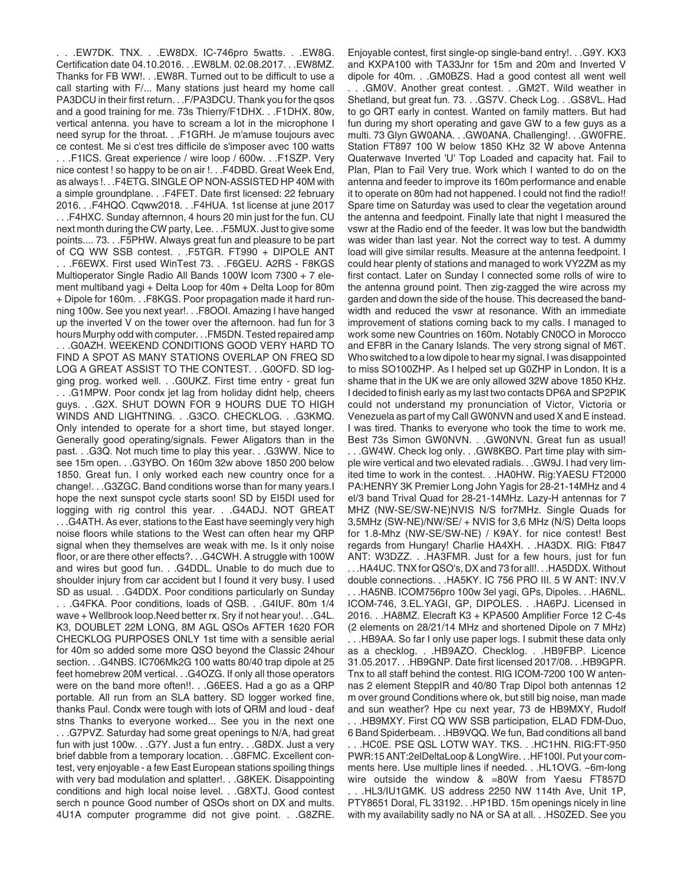. . .EW7DK. TNX. . .EW8DX. IC-746pro 5watts. . .EW8G. Certification date 04.10.2016. . .EW8LM. 02.08.2017. . .EW8MZ. Thanks for FB WW!. . .EW8R. Turned out to be difficult to use a call starting with F/... Many stations just heard my home call PA3DCU in their first return. . .F/PA3DCU. Thank you for the qsos and a good training for me. 73s Thierry/F1DHX. . .F1DHX. 80w, vertical antenna. you have to scream a lot in the microphone I need syrup for the throat. . .F1GRH. Je m'amuse toujours avec ce contest. Me si c'est tres difficile de s'imposer avec 100 watts . . .F1ICS. Great experience / wire loop / 600w. . .F1SZP. Very nice contest ! so happy to be on air !. . .F4DBD. Great Week End, as always !. . .F4ETG. SINGLE OP NON-ASSISTED HP 40M with a simple groundplane. . .F4FET. Date first licensed: 22 february 2016. . .F4HQO. Cqww2018. . .F4HUA. 1st license at june 2017 . . .F4HXC. Sunday afternnon, 4 hours 20 min just for the fun. CU next month during the CW party, Lee. . .F5MUX. Just to give some points.... 73. . .F5PHW. Always great fun and pleasure to be part of CQ WW SSB contest. . .F5TGR. FT990 + DIPOLE ANT . . .F6EWX. First used WinTest 73. . .F6GEU. A2RS - F8KGS Multioperator Single Radio All Bands 100W Icom 7300 + 7 element multiband yagi + Delta Loop for 40m + Delta Loop for 80m + Dipole for 160m. . .F8KGS. Poor propagation made it hard running 100w. See you next year!. . .F8OOI. Amazing I have hanged up the inverted V on the tower over the afternoon. had fun for 3 hours Murphy odd with computer. . .FM5DN. Tested repaired amp . . .G0AZH. WEEKEND CONDITIONS GOOD VERY HARD TO FIND A SPOT AS MANY STATIONS OVERLAP ON FREQ SD LOG A GREAT ASSIST TO THE CONTEST. . .G0OFD. SD logging prog. worked well. . .G0UKZ. First time entry - great fun . . .G1MPW. Poor condx jet lag from holiday didnt help, cheers guys. . .G2X. SHUT DOWN FOR 9 HOURS DUE TO HIGH WINDS AND LIGHTNING. . .G3CO. CHECKLOG. . .G3KMQ. Only intended to operate for a short time, but stayed longer. Generally good operating/signals. Fewer Aligators than in the past. . .G3Q. Not much time to play this year. . .G3WW. Nice to see 15m open. . .G3YBO. On 160m 32w above 1850 200 below 1850. Great fun. I only worked each new country once for a change!. . .G3ZGC. Band conditions worse than for many years.I hope the next sunspot cycle starts soon! SD by EI5DI used for logging with rig control this year. . .G4ADJ. NOT GREAT . . .G4ATH. As ever, stations to the East have seemingly very high noise floors while stations to the West can often hear my QRP signal when they themselves are weak with me. Is it only noise floor, or are there other effects?. . .G4CWH. A struggle with 100W and wires but good fun. . .G4DDL. Unable to do much due to shoulder injury from car accident but I found it very busy. I used SD as usual. . .G4DDX. Poor conditions particularly on Sunday . . .G4FKA. Poor conditions, loads of QSB. . .G4IUF. 80m 1/4 wave + Wellbrook loop.Need better rx. Sry if not hear you!. . .G4L. K3, DOUBLET 22M LONG, 8M AGL QSOs AFTER 1620 FOR CHECKLOG PURPOSES ONLY 1st time with a sensible aerial for 40m so added some more QSO beyond the Classic 24hour section. . .G4NBS. IC706Mk2G 100 watts 80/40 trap dipole at 25 feet homebrew 20M vertical. . .G4OZG. If only all those operators were on the band more often!!. . .G6EES. Had a go as a QRP portable. All run from an SLA battery. SD logger worked fine, thanks Paul. Condx were tough with lots of QRM and loud - deaf stns Thanks to everyone worked... See you in the next one . . .G7PVZ. Saturday had some great openings to N/A, had great fun with just 100w. . .G7Y. Just a fun entry. . .G8DX. Just a very brief dabble from a temporary location. . .G8FMC. Excellent contest, very enjoyable - a few East European stations spoiling things with very bad modulation and splatter!. . .G8KEK. Disappointing conditions and high local noise level. . .G8XTJ. Good contest serch n pounce Good number of QSOs short on DX and mults. 4U1A computer programme did not give point. . .G8ZRE. Enjoyable contest, first single-op single-band entry!. . .G9Y. KX3 and KXPA100 with TA33Jnr for 15m and 20m and Inverted V dipole for 40m. . .GM0BZS. Had a good contest all went well . . .GM0V. Another great contest. . .GM2T. Wild weather in Shetland, but great fun. 73. . .GS7V. Check Log. . .GS8VL. Had to go QRT early in contest. Wanted on family matters. But had fun during my short operating and gave GW to a few guys as a multi. 73 Glyn GW0ANA. . .GW0ANA. Challenging!. . .GW0FRE. Station FT897 100 W below 1850 KHz 32 W above Antenna Quaterwave Inverted 'U' Top Loaded and capacity hat. Fail to Plan, Plan to Fail Very true. Work which I wanted to do on the antenna and feeder to improve its 160m performance and enable it to operate on 80m had not happened. I could not find the radio!! Spare time on Saturday was used to clear the vegetation around the antenna and feedpoint. Finally late that night I measured the vswr at the Radio end of the feeder. It was low but the bandwidth was wider than last year. Not the correct way to test. A dummy load will give similar results. Measure at the antenna feedpoint. I could hear plenty of stations and managed to work VY2ZM as my first contact. Later on Sunday I connected some rolls of wire to the antenna ground point. Then zig-zagged the wire across my garden and down the side of the house. This decreased the bandwidth and reduced the vswr at resonance. With an immediate improvement of stations coming back to my calls. I managed to work some new Countries on 160m. Notably CN0CO in Morocco and EF8R in the Canary Islands. The very strong signal of M6T. Who switched to a low dipole to hear my signal. I was disappointed to miss SO100ZHP. As I helped set up G0ZHP in London. It is a shame that in the UK we are only allowed 32W above 1850 KHz. I decided to finish early as my last two contacts DP6A and SP2PIK could not understand my pronunciation of Victor, Victoria or Venezuela as part of my Call GW0NVN and used X and E instead. I was tired. Thanks to everyone who took the time to work me. Best 73s Simon GW0NVN. . .GW0NVN. Great fun as usual! . . .GW4W. Check log only. . .GW8KBO. Part time play with simple wire vertical and two elevated radials. . .GW9J. I had very limited time to work in the contest. . .HA0HW. Rig:YAESU FT2000 PA:HENRY 3K Premier Long John Yagis for 28-21-14MHz and 4 el/3 band Trival Quad for 28-21-14MHz. Lazy-H antennas for 7 MHZ (NW-SE/SW-NE)NVIS N/S for7MHz. Single Quads for 3,5MHz (SW-NE)/NW/SE/ + NVIS for 3,6 MHz (N/S) Delta loops for 1.8-Mhz (NW-SE/SW-NE) / K9AY. for nice contest! Best regards from Hungary! Charlie HA4XH. . .HA3DX. RIG: Ft847 ANT: W3DZZ. . .HA3FMR. Just for a few hours, just for fun . . .HA4UC. TNX for QSO's, DX and 73 for all!. . .HA5DDX. Without double connections. . .HA5KY. IC 756 PRO III. 5 W ANT: INV.V . . .HA5NB. ICOM756pro 100w 3el yagi, GPs, Dipoles. . .HA6NL. ICOM-746, 3.EL.YAGI, GP, DIPOLES. . .HA6PJ. Licensed in 2016. . .HA8MZ. Elecraft K3 + KPA500 Amplifier Force 12 C-4s (2 elements on 28/21/14 MHz and shortened Dipole on 7 MHz) . . .HB9AA. So far I only use paper logs. I submit these data only as a checklog. . .HB9AZO. Checklog. . .HB9FBP. Licence 31.05.2017. . .HB9GNP. Date first licensed 2017/08. . .HB9GPR. Tnx to all staff behind the contest. RIG ICOM-7200 100 W antennas 2 element SteppIR and 40/80 Trap Dipol both antennas 12 m over ground Conditions where ok, but still big noise, man made and sun weather? Hpe cu next year, 73 de HB9MXY, Rudolf . . .HB9MXY. First CQ WW SSB participation, ELAD FDM-Duo, 6 Band Spiderbeam. . .HB9VQQ. We fun, Bad conditions all band . . .HC0E. PSE QSL LOTW WAY. TKS. . .HC1HN. RIG:FT-950 PWR:15 ANT:2elDeltaLoop & LongWire. . .HF100I. Put your comments here. Use multiple lines if needed. . .HL1OVG. ~6m-long wire outside the window & =80W from Yaesu FT857D . . .HL3/IU1GMK. US address 2250 NW 114th Ave, Unit 1P, PTY8651 Doral, FL 33192. . .HP1BD. 15m openings nicely in line with my availability sadly no NA or SA at all. . .HS0ZED. See you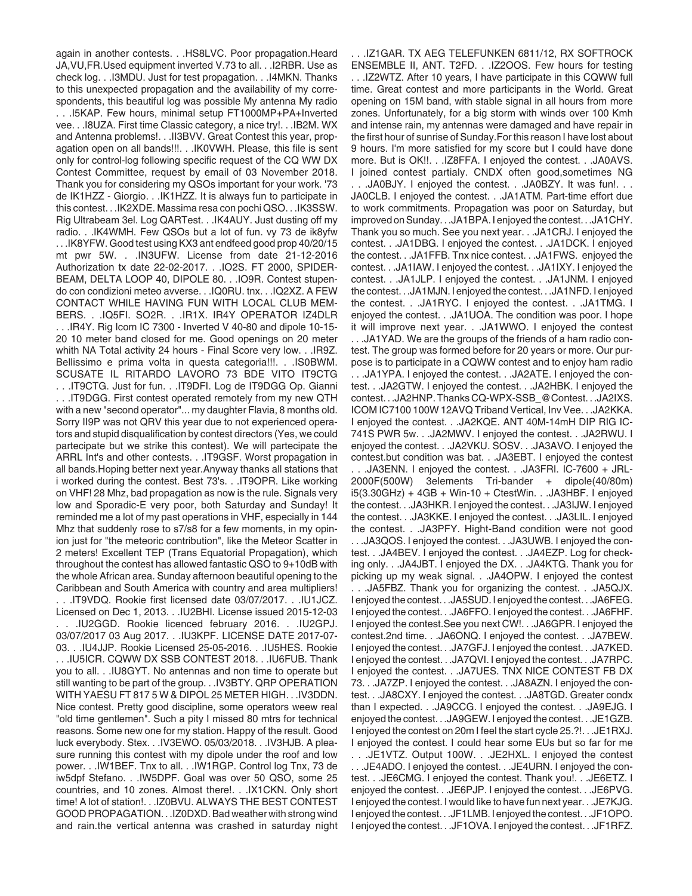again in another contests. . .HS8LVC. Poor propagation.Heard JA,VU,FR.Used equipment inverted V.73 to all. . .I2RBR. Use as check log. . .I3MDU. Just for test propagation. . .I4MKN. Thanks to this unexpected propagation and the availability of my correspondents, this beautiful log was possible My antenna My radio . . .I5KAP. Few hours, minimal setup FT1000MP+PA+Inverted vee. . .I8UZA. First time Classic category, a nice try!. . .IB2M. WX and Antenna problems!. . .II3BVV. Great Contest this year, propagation open on all bands!!!. . .IK0VWH. Please, this file is sent only for control-log following specific request of the CQ WW DX Contest Committee, request by email of 03 November 2018. Thank you for considering my QSOs important for your work. '73 de IK1HZZ - Giorgio. . .IK1HZZ. It is always fun to participate in this contest. . .IK2XDE. Massima resa con pochi QSO. . .IK3SSW. Rig Ultrabeam 3el. Log QARTest. . .IK4AUY. Just dusting off my radio. . .IK4WMH. Few QSOs but a lot of fun. vy 73 de ik8yfw . . .IK8YFW. Good test using KX3 ant endfeed good prop 40/20/15 mt pwr 5W. . .IN3UFW. License from date 21-12-2016 Authorization tx date 22-02-2017. . .IO2S. FT 2000, SPIDERBEAM, DELTA LOOP 40, DIPOLE 80. . .IO9R. Contest stupendo con condizioni meteo avverse. . .IQ0RU. tnx. . .IQ2XZ. A FEW CONTACT WHILE HAVING FUN WITH LOCAL CLUB MEMBERS. . .IQ5FI. SO2R. . .IR1X. IR4Y OPERATOR IZ4DLR . . .IR4Y. Rig Icom IC 7300 - Inverted V 40-80 and dipole 10-15-20 10 meter band closed for me. Good openings on 20 meter whith NA Total activity 24 hours - Final Score very low. . .IR9Z. Bellissimo e prima volta in questa categoria!!!. . .IS0BWM. SCUSATE IL RITARDO LAVORO 73 BDE VITO IT9CTG . . .IT9CTG. Just for fun. . .IT9DFI. Log de IT9DGG Op. Gianni . . .IT9DGG. First contest operated remotely from my new QTH with a new "second operator"... my daughter Flavia, 8 months old. Sorry II9P was not QRV this year due to not experienced operators and stupid disqualification by contest directors (Yes, we could partecipate but we strike this contest). We will partecipate the ARRL Int's and other contests. . .IT9GSF. Worst propagation in all bands.Hoping better next year.Anyway thanks all stations that i worked during the contest. Best 73's. . .IT9OPR. Like working on VHF! 28 Mhz, bad propagation as now is the rule. Signals very low and Sporadic-E very poor, both Saturday and Sunday! It reminded me a lot of my past operations in VHF, especially in 144 Mhz that suddenly rose to s7/s8 for a few moments, in my opinion just for "the meteoric contribution", like the Meteor Scatter in 2 meters! Excellent TEP (Trans Equatorial Propagation), which throughout the contest has allowed fantastic QSO to 9+10dB with the whole African area. Sunday afternoon beautiful opening to the Caribbean and South America with country and area multipliers! . . .IT9VDQ. Rookie first licensed date 03/07/2017. . .IU1JCZ. Licensed on Dec 1, 2013. . .IU2BHI. License issued 2015-12-03 . . .IU2GGD. Rookie licenced february 2016. . .IU2GPJ. 03/07/2017 03 Aug 2017. . .IU3KPF. LICENSE DATE 2017-07-03. . .IU4JJP. Rookie Licensed 25-05-2016. . .IU5HES. Rookie . . .IU5ICR. CQWW DX SSB CONTEST 2018. . .IU6FUB. Thank you to all. . .IU8GYT. No antennas and non time to operate but still wanting to be part of the group. . .IV3BTY. QRP OPERATION WITH YAESU FT 817 5 W & DIPOL 25 METER HIGH. . .IV3DDN. Nice contest. Pretty good discipline, some operators weew real "old time gentlemen". Such a pity I missed 80 mtrs for technical reasons. Some new one for my station. Happy of the result. Good luck everybody. Stex. . .IV3EWO. 05/03/2018. . .IV3HJB. A pleasure running this contest with my dipole under the roof and low power. . .IW1BEF. Tnx to all. . .IW1RGP. Control log Tnx, 73 de iw5dpf Stefano. . .IW5DPF. Goal was over 50 QSO, some 25 countries, and 10 zones. Almost there!. . .IX1CKN. Only short time! A lot of station!. . .IZ0BVU. ALWAYS THE BEST CONTEST GOOD PROPAGATION. . .IZ0DXD. Bad weather with strong wind and rain.the vertical antenna was crashed in saturday night . . .IZ1GAR. TX AEG TELEFUNKEN 6811/12, RX SOFTROCK ENSEMBLE II, ANT. T2FD. . .IZ2OOS. Few hours for testing . . .IZ2WTZ. After 10 years, I have participate in this CQWW full time. Great contest and more participants in the World. Great opening on 15M band, with stable signal in all hours from more zones. Unfortunately, for a big storm with winds over 100 Kmh and intense rain, my antennas were damaged and have repair in the first hour of sunrise of Sunday.For this reason I have lost about 9 hours. I'm more satisfied for my score but I could have done more. But is OK!!. . .IZ8FFA. I enjoyed the contest. . .JA0AVS. I joined contest partialy. CNDX often good,sometimes NG . . .JA0BJY. I enjoyed the contest. . .JA0BZY. It was fun!. . . JA0CLB. I enjoyed the contest. . .JA1ATM. Part-time effort due to work commitments. Propagation was poor on Saturday, but improved on Sunday. . .JA1BPA. I enjoyed the contest. . .JA1CHY. Thank you so much. See you next year. . .JA1CRJ. I enjoyed the contest. . .JA1DBG. I enjoyed the contest. . .JA1DCK. I enjoyed the contest. . .JA1FFB. Tnx nice contest. . .JA1FWS. enjoyed the contest. . .JA1IAW. I enjoyed the contest. . .JA1IXY. I enjoyed the contest. . .JA1JLP. I enjoyed the contest. . .JA1JNM. I enjoyed the contest. . .JA1MJN. I enjoyed the contest. . .JA1NFD. I enjoyed the contest. . .JA1RYC. I enjoyed the contest. . .JA1TMG. I enjoyed the contest. . .JA1UOA. The condition was poor. I hope it will improve next year. . .JA1WWO. I enjoyed the contest . . .JA1YAD. We are the groups of the friends of a ham radio contest. The group was formed before for 20 years or more. Our purpose is to participate in a CQWW contest and to enjoy ham radio . . .JA1YPA. I enjoyed the contest. . .JA2ATE. I enjoyed the contest. . .JA2GTW. I enjoyed the contest. . .JA2HBK. I enjoyed the contest. . .JA2HNP. Thanks CQ-WPX-SSB_@Contest. . .JA2IXS. ICOM IC7100 100W 12AVQ Triband Vertical, Inv Vee. . .JA2KKA. I enjoyed the contest. . .JA2KQE. ANT 40M-14mH DIP RIG IC-741S PWR 5w. . .JA2MWV. I enjoyed the contest. . .JA2RWU. I enjoyed the contest. . .JA2VKU. SOSV. . .JA3AVO. I enjoyed the contest.but condition was bat. . .JA3EBT. I enjoyed the contest . . .JA3ENN. I enjoyed the contest. . .JA3FRI. IC-7600 + JRL-2000F(500W) 3elements Tri-bander + dipole(40/80m) i5(3.30GHz) + 4GB + Win-10 + CtestWin. . .JA3HBF. I enjoyed the contest. . .JA3HKR. I enjoyed the contest. . .JA3IJW. I enjoyed the contest. . .JA3KKE. I enjoyed the contest. . .JA3LIL. I enjoyed the contest. . .JA3PFY. Hight-Band condition were not good . . .JA3QOS. I enjoyed the contest. . .JA3UWB. I enjoyed the contest. . .JA4BEV. I enjoyed the contest. . .JA4EZP. Log for checking only. . .JA4JBT. I enjoyed the DX. . .JA4KTG. Thank you for picking up my weak signal. . .JA4OPW. I enjoyed the contest . . .JA5FBZ. Thank you for organizing the contest. . .JA5QJX. I enjoyed the contest. . .JA5SUD. I enjoyed the contest. . .JA6FEG. I enjoyed the contest. . .JA6FFO. I enjoyed the contest. . .JA6FHF. I enjoyed the contest.See you next CW!. . .JA6GPR. I enjoyed the contest.2nd time. . .JA6ONQ. I enjoyed the contest. . .JA7BEW. I enjoyed the contest. . .JA7GFJ. I enjoyed the contest. . .JA7KED. I enjoyed the contest. . .JA7QVI. I enjoyed the contest. . .JA7RPC. I enjoyed the contest. . .JA7UES. TNX NICE CONTEST FB DX 73. . .JA7ZP. I enjoyed the contest. . .JA8AZN. I enjoyed the contest. . .JA8CXY. I enjoyed the contest. . .JA8TGD. Greater condx than I expected. . .JA9CCG. I enjoyed the contest. . .JA9EJG. I enjoyed the contest. . .JA9GEW. I enjoyed the contest. . .JE1GZB. I enjoyed the contest on 20m I feel the start cycle 25.?!. . .JE1RXJ. I enjoyed the contest. I could hear some EUs but so far for me . . .JE1VTZ. Output 100W. . .JE2HXL. I enjoyed the contest . . .JE4ADO. I enjoyed the contest. . .JE4URN. I enjoyed the contest. . .JE6CMG. I enjoyed the contest. Thank you!. . .JE6ETZ. I enjoyed the contest. . .JE6PJP. I enjoyed the contest. . .JE6PVG. I enjoyed the contest. I would like to have fun next year. . .JE7KJG. I enjoyed the contest. . .JF1LMB. I enjoyed the contest. . .JF1OPO. I enjoyed the contest. . .JF1OVA. I enjoyed the contest. . .JF1RFZ.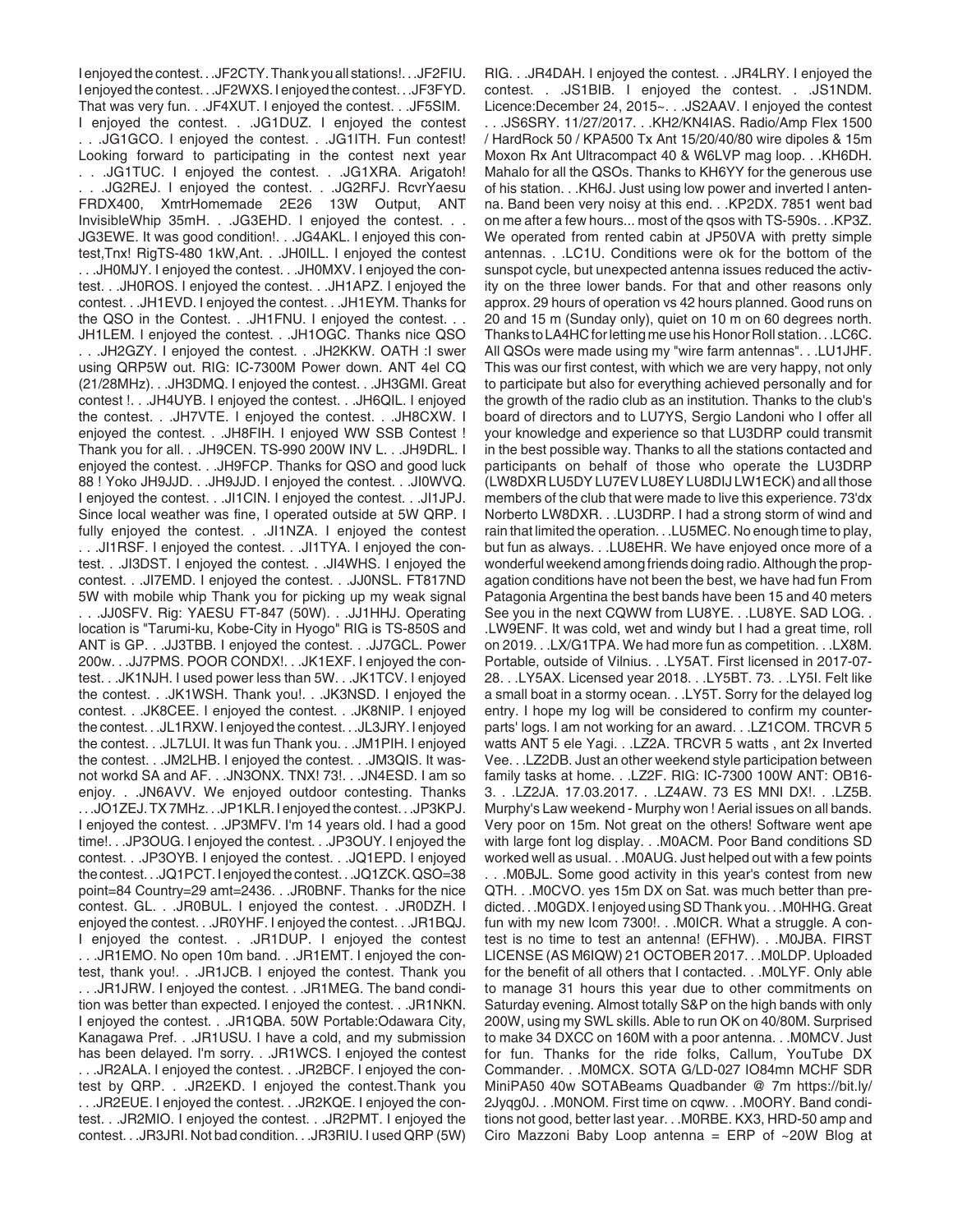I enjoyed the contest. . .JF2CTY. Thank you all stations!. . .JF2FIU. I enjoyed the contest. . .JF2WXS. I enjoyed the contest. . .JF3FYD. That was very fun. . .JF4XUT. I enjoyed the contest. . .JF5SIM. I enjoyed the contest. . .JG1DUZ. I enjoyed the contest . . .JG1GCO. I enjoyed the contest. . .JG1ITH. Fun contest! Looking forward to participating in the contest next year . . .JG1TUC. I enjoyed the contest. . .JG1XRA. Arigatoh! . . .JG2REJ. I enjoyed the contest. . .JG2RFJ. RcvrYaesu FRDX400, XmtrHomemade 2E26 13W Output, ANT InvisibleWhip 35mH. . .JG3EHD. I enjoyed the contest. . . JG3EWE. It was good condition!. . .JG4AKL. I enjoyed this contest,Tnx! RigTS-480 1kW,Ant. . .JH0ILL. I enjoyed the contest . . .JH0MJY. I enjoyed the contest. . .JH0MXV. I enjoyed the contest. . .JH0ROS. I enjoyed the contest. . .JH1APZ. I enjoyed the contest. . .JH1EVD. I enjoyed the contest. . .JH1EYM. Thanks for the QSO in the Contest. . .JH1FNU. I enjoyed the contest. . . JH1LEM. I enjoyed the contest. . .JH1OGC. Thanks nice QSO . . .JH2GZY. I enjoyed the contest. . .JH2KKW. OATH :I swer using QRP5W out. RIG: IC-7300M Power down. ANT 4el CQ (21/28MHz). . .JH3DMQ. I enjoyed the contest. . .JH3GMI. Great contest !. . .JH4UYB. I enjoyed the contest. . .JH6QIL. I enjoyed the contest. . .JH7VTE. I enjoyed the contest. . .JH8CXW. I enjoyed the contest. . .JH8FIH. I enjoyed WW SSB Contest ! Thank you for all. . .JH9CEN. TS-990 200W INV L. . .JH9DRL. I enjoyed the contest. . .JH9FCP. Thanks for QSO and good luck 88 ! Yoko JH9JJD. . .JH9JJD. I enjoyed the contest. . .JI0WVQ. I enjoyed the contest. . .JI1CIN. I enjoyed the contest. . .JI1JPJ. Since local weather was fine, I operated outside at 5W QRP. I fully enjoyed the contest. . .JI1NZA. I enjoyed the contest . . .JI1RSF. I enjoyed the contest. . .JI1TYA. I enjoyed the contest. . .JI3DST. I enjoyed the contest. . .JI4WHS. I enjoyed the contest. . .JI7EMD. I enjoyed the contest. . .JJ0NSL. FT817ND 5W with mobile whip Thank you for picking up my weak signal . . .JJ0SFV. Rig: YAESU FT-847 (50W). . .JJ1HHJ. Operating location is "Tarumi-ku, Kobe-City in Hyogo" RIG is TS-850S and ANT is GP. . .JJ3TBB. I enjoyed the contest. . .JJ7GCL. Power 200w. . .JJ7PMS. POOR CONDX!. . .JK1EXF. I enjoyed the contest. . .JK1NJH. I used power less than 5W. . .JK1TCV. I enjoyed the contest. . .JK1WSH. Thank you!. . .JK3NSD. I enjoyed the contest. . .JK8CEE. I enjoyed the contest. . .JK8NIP. I enjoyed the contest. . .JL1RXW. I enjoyed the contest. . .JL3JRY. I enjoyed the contest. . .JL7LUI. It was fun Thank you. . .JM1PIH. I enjoyed the contest. . .JM2LHB. I enjoyed the contest. . .JM3QIS. It wasnot workd SA and AF. . .JN3ONX. TNX! 73!. . .JN4ESD. I am so enjoy. . .JN6AVV. We enjoyed outdoor contesting. Thanks . . .JO1ZEJ. TX 7MHz. . .JP1KLR. I enjoyed the contest. . .JP3KPJ. I enjoyed the contest. . .JP3MFV. I'm 14 years old. I had a good time!. . .JP3OUG. I enjoyed the contest. . .JP3OUY. I enjoyed the contest. . .JP3OYB. I enjoyed the contest. . .JQ1EPD. I enjoyed the contest. . .JQ1PCT. I enjoyed the contest. . .JQ1ZCK. QSO=38 point=84 Country=29 amt=2436. . .JR0BNF. Thanks for the nice contest. GL. . .JR0BUL. I enjoyed the contest. . .JR0DZH. I enjoyed the contest. . .JR0YHF. I enjoyed the contest. . .JR1BQJ. I enjoyed the contest. . .JR1DUP. I enjoyed the contest . . .JR1EMO. No open 10m band. . .JR1EMT. I enjoyed the contest, thank you!. . .JR1JCB. I enjoyed the contest. Thank you . . .JR1JRW. I enjoyed the contest. . .JR1MEG. The band condition was better than expected. I enjoyed the contest. . .JR1NKN. I enjoyed the contest. . .JR1QBA. 50W Portable:Odawara City, Kanagawa Pref. . .JR1USU. I have a cold, and my submission has been delayed. I'm sorry. . .JR1WCS. I enjoyed the contest . . .JR2ALA. I enjoyed the contest. . .JR2BCF. I enjoyed the contest by QRP. . .JR2EKD. I enjoyed the contest.Thank you . . .JR2EUE. I enjoyed the contest. . .JR2KQE. I enjoyed the contest. . .JR2MIO. I enjoyed the contest. . .JR2PMT. I enjoyed the contest. . .JR3JRI. Not bad condition. . .JR3RIU. I used QRP (5W) RIG. . .JR4DAH. I enjoyed the contest. . .JR4LRY. I enjoyed the contest. . .JS1BIB. I enjoyed the contest. . .JS1NDM. Licence:December 24, 2015~. . .JS2AAV. I enjoyed the contest . . .JS6SRY. 11/27/2017. . .KH2/KN4IAS. Radio/Amp Flex 1500 / HardRock 50 / KPA500 Tx Ant 15/20/40/80 wire dipoles & 15m Moxon Rx Ant Ultracompact 40 & W6LVP mag loop. . .KH6DH. Mahalo for all the QSOs. Thanks to KH6YY for the generous use of his station. . .KH6J. Just using low power and inverted l antenna. Band been very noisy at this end. . .KP2DX. 7851 went bad on me after a few hours... most of the qsos with TS-590s. . .KP3Z. We operated from rented cabin at JP50VA with pretty simple antennas. . .LC1U. Conditions were ok for the bottom of the sunspot cycle, but unexpected antenna issues reduced the activity on the three lower bands. For that and other reasons only approx. 29 hours of operation vs 42 hours planned. Good runs on 20 and 15 m (Sunday only), quiet on 10 m on 60 degrees north. Thanks to LA4HC for letting me use his Honor Roll station. . .LC6C. All QSOs were made using my "wire farm antennas". . .LU1JHF. This was our first contest, with which we are very happy, not only to participate but also for everything achieved personally and for the growth of the radio club as an institution. Thanks to the club's board of directors and to LU7YS, Sergio Landoni who I offer all your knowledge and experience so that LU3DRP could transmit in the best possible way. Thanks to all the stations contacted and participants on behalf of those who operate the LU3DRP (LW8DXR LU5DY LU7EV LU8EY LU8DIJ LW1ECK) and all those members of the club that were made to live this experience. 73'dx Norberto LW8DXR. . .LU3DRP. I had a strong storm of wind and rain that limited the operation. . .LU5MEC. No enough time to play, but fun as always. . .LU8EHR. We have enjoyed once more of a wonderful weekend among friends doing radio. Although the propagation conditions have not been the best, we have had fun From Patagonia Argentina the best bands have been 15 and 40 meters See you in the next CQWW from LU8YE. . .LU8YE. SAD LOG. . .LW9ENF. It was cold, wet and windy but I had a great time, roll on 2019. . .LX/G1TPA. We had more fun as competition. . .LX8M. Portable, outside of Vilnius. . .LY5AT. First licensed in 2017-07-28. . .LY5AX. Licensed year 2018. . .LY5BT. 73. . .LY5I. Felt like a small boat in a stormy ocean. . .LY5T. Sorry for the delayed log entry. I hope my log will be considered to confirm my counterparts' logs. I am not working for an award. . .LZ1COM. TRCVR 5 watts ANT 5 ele Yagi. . .LZ2A. TRCVR 5 watts , ant 2x Inverted Vee. . .LZ2DB. Just an other weekend style participation between family tasks at home. . .LZ2F. RIG: IC-7300 100W ANT: OB16-3. . .LZ2JA. 17.03.2017. . .LZ4AW. 73 ES MNI DX!. . .LZ5B. Murphy's Law weekend - Murphy won ! Aerial issues on all bands. Very poor on 15m. Not great on the others! Software went ape with large font log display. . .M0ACM. Poor Band conditions SD worked well as usual. . .M0AUG. Just helped out with a few points . . .M0BJL. Some good activity in this year's contest from new QTH. . .M0CVO. yes 15m DX on Sat. was much better than predicted. . .M0GDX. I enjoyed using SD Thank you. . .M0HHG. Great fun with my new Icom 7300!. . .M0ICR. What a struggle. A contest is no time to test an antenna! (EFHW). . .M0JBA. FIRST LICENSE (AS M6IQW) 21 OCTOBER 2017. . .M0LDP. Uploaded for the benefit of all others that I contacted. . .M0LYF. Only able to manage 31 hours this year due to other commitments on Saturday evening. Almost totally S&P on the high bands with only 200W, using my SWL skills. Able to run OK on 40/80M. Surprised to make 34 DXCC on 160M with a poor antenna. . .M0MCV. Just for fun. Thanks for the ride folks, Callum, YouTube DX Commander. . .M0MCX. SOTA G/LD-027 IO84mn MCHF SDR MiniPA50 40w SOTABeams Quadbander @ 7m https://bit.ly/2Jyqg0J. . .M0NOM. First time on cqww. . .M0ORY. Band conditions not good, better last year. . .M0RBE. KX3, HRD-50 amp and Ciro Mazzoni Baby Loop antenna = ERP of ~20W Blog at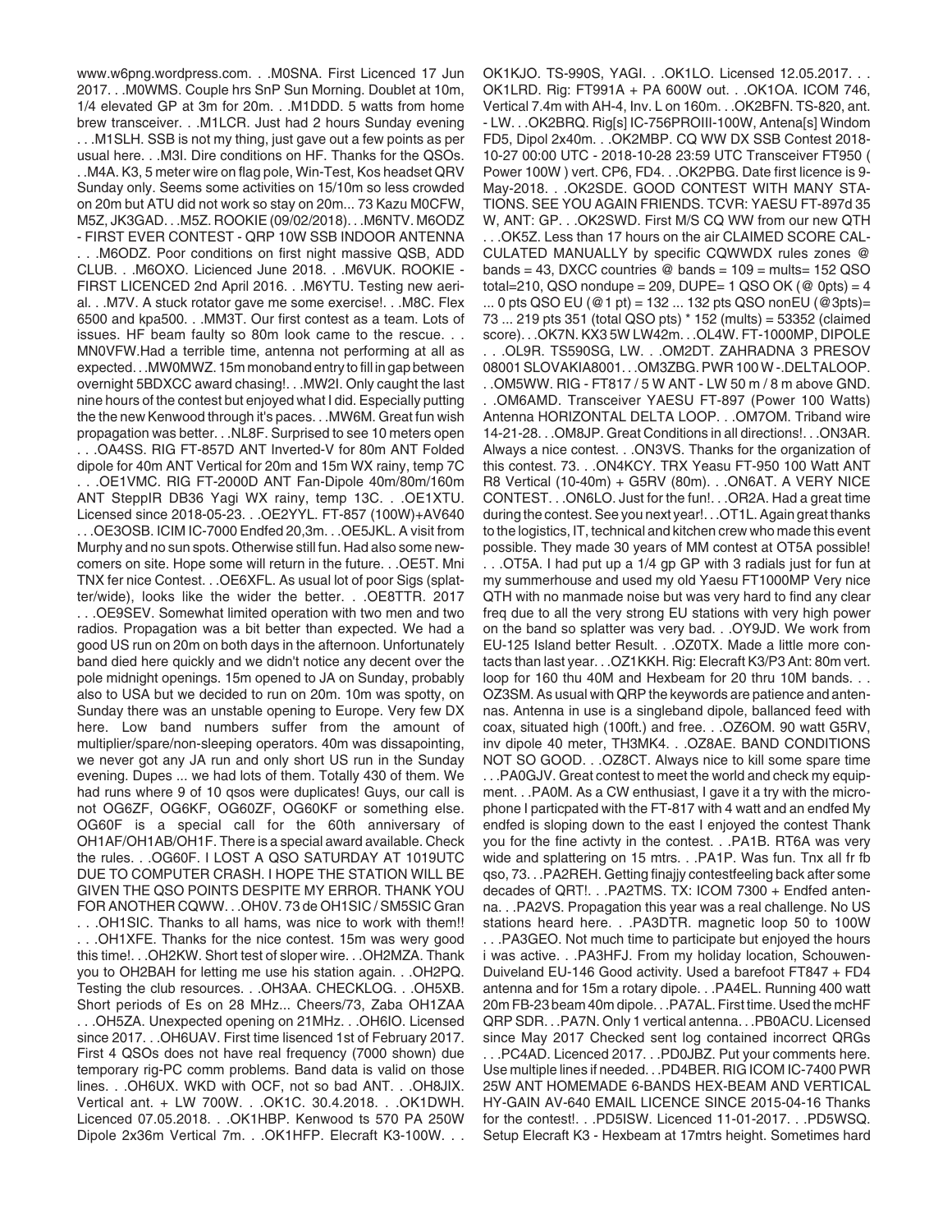www.w6png.wordpress.com. . .M0SNA. First Licenced 17 Jun 2017. . .M0WMS. Couple hrs SnP Sun Morning. Doublet at 10m, 1/4 elevated GP at 3m for 20m. . .M1DDD. 5 watts from home brew transceiver. . .M1LCR. Just had 2 hours Sunday evening . . .M1SLH. SSB is not my thing, just gave out a few points as per usual here. . .M3I. Dire conditions on HF. Thanks for the QSOs. . .M4A. K3, 5 meter wire on flag pole, Win-Test, Kos headset QRV Sunday only. Seems some activities on 15/10m so less crowded on 20m but ATU did not work so stay on 20m... 73 Kazu M0CFW, M5Z, JK3GAD. . .M5Z. ROOKIE (09/02/2018). . .M6NTV. M6ODZ - FIRST EVER CONTEST - QRP 10W SSB INDOOR ANTENNA . . .M6ODZ. Poor conditions on first night massive QSB, ADD CLUB. . .M6OXO. Licienced June 2018. . .M6VUK. ROOKIE - FIRST LICENCED 2nd April 2016. . .M6YTU. Testing new aerial. . .M7V. A stuck rotator gave me some exercise!. . .M8C. Flex 6500 and kpa500. . .MM3T. Our first contest as a team. Lots of issues. HF beam faulty so 80m look came to the rescue. . . MN0VFW.Had a terrible time, antenna not performing at all as expected. . .MW0MWZ. 15m monoband entry to fill in gap between overnight 5BDXCC award chasing!. . .MW2I. Only caught the last nine hours of the contest but enjoyed what I did. Especially putting the the new Kenwood through it's paces. . .MW6M. Great fun wish propagation was better. . .NL8F. Surprised to see 10 meters open . . .OA4SS. RIG FT-857D ANT Inverted-V for 80m ANT Folded dipole for 40m ANT Vertical for 20m and 15m WX rainy, temp 7C . . .OE1VMC. RIG FT-2000D ANT Fan-Dipole 40m/80m/160m ANT SteppIR DB36 Yagi WX rainy, temp 13C. . .OE1XTU. Licensed since 2018-05-23. . .OE2YYL. FT-857 (100W)+AV640 . . .OE3OSB. ICIM IC-7000 Endfed 20,3m. . .OE5JKL. A visit from Murphy and no sun spots. Otherwise still fun. Had also some newcomers on site. Hope some will return in the future. . .OE5T. Mni TNX fer nice Contest. . .OE6XFL. As usual lot of poor Sigs (splatter/wide), looks like the wider the better. . .OE8TTR. 2017 . . .OE9SEV. Somewhat limited operation with two men and two radios. Propagation was a bit better than expected. We had a good US run on 20m on both days in the afternoon. Unfortunately band died here quickly and we didn't notice any decent over the pole midnight openings. 15m opened to JA on Sunday, probably also to USA but we decided to run on 20m. 10m was spotty, on Sunday there was an unstable opening to Europe. Very few DX here. Low band numbers suffer from the amount of multiplier/spare/non-sleeping operators. 40m was dissapointing, we never got any JA run and only short US run in the Sunday evening. Dupes ... we had lots of them. Totally 430 of them. We had runs where 9 of 10 qsos were duplicates! Guys, our call is not OG6ZF, OG6KF, OG60ZF, OG60KF or something else. OG60F is a special call for the 60th anniversary of OH1AF/OH1AB/OH1F. There is a special award available. Check the rules. . .OG60F. I LOST A QSO SATURDAY AT 1019UTC DUE TO COMPUTER CRASH. I HOPE THE STATION WILL BE GIVEN THE QSO POINTS DESPITE MY ERROR. THANK YOU FOR ANOTHER CQWW. . .OH0V. 73 de OH1SIC / SM5SIC Gran . . .OH1SIC. Thanks to all hams, was nice to work with them!! . . .OH1XFE. Thanks for the nice contest. 15m was very good this time!. . .OH2KW. Short test of sloper wire. . .OH2MZA. Thank you to OH2BAH for letting me use his station again. . .OH2PQ. Testing the club resources. . .OH3AA. CHECKLOG. . .OH5XB. Short periods of Es on 28 MHz... Cheers/73, Zaba OH1ZAA . . .OH5ZA. Unexpected opening on 21MHz. . .OH6IO. Licensed since 2017. . .OH6UAV. First time lisenced 1st of February 2017. First 4 QSOs does not have real frequency (7000 shown) due temporary rig-PC comm problems. Band data is valid on those lines. . .OH6UX. WKD with OCF, not so bad ANT. . .OH8JIX. Vertical ant. + LW 700W. . .OK1C. 30.4.2018. . .OK1DWH. Licenced 07.05.2018. . .OK1HBP. Kenwood ts 570 PA 250W Dipole 2x36m Vertical 7m. . .OK1HFP. Elecraft K3-100W. . . OK1KJO. TS-990S, YAGI. . .OK1LO. Licensed 12.05.2017. . . OK1LRD. Rig: FT991A + PA 600W out. . .OK1OA. ICOM 746, Vertical 7.4m with AH-4, Inv. L on 160m. . .OK2BFN. TS-820, ant. - LW. . .OK2BRQ. Rig[s] IC-756PROIII-100W, Antena[s] Windom FD5, Dipol 2x40m. . .OK2MBP. CQ WW DX SSB Contest 2018-10-27 00:00 UTC - 2018-10-28 23:59 UTC Transceiver FT950 ( Power 100W ) vert. CP6, FD4. . .OK2PBG. Date first licence is 9-May-2018. . .OK2SDE. GOOD CONTEST WITH MANY STATIONS. SEE YOU AGAIN FRIENDS. TCVR: YAESU FT-897d 35 W, ANT: GP. . .OK2SWD. First M/S CQ WW from our new QTH . . .OK5Z. Less than 17 hours on the air CLAIMED SCORE CALCULATED MANUALLY by specific CQWWDX rules zones @ bands = 43, DXCC countries @ bands = 109 = mults= 152 QSO total=210, QSO nondupe = 209, DUPE= 1 QSO OK (@ 0pts) = 4 ... 0 pts QSO EU (@1 pt) = 132 ... 132 pts QSO nonEU (@3pts)= 73 ... 219 pts 351 (total QSO pts) * 152 (mults) = 53352 (claimed score). . .OK7N. KX3 5W LW42m. . .OL4W. FT-1000MP, DIPOLE . . .OL9R. TS590SG, LW. . .OM2DT. ZAHRADNA 3 PRESOV 08001 SLOVAKIA8001. . .OM3ZBG. PWR 100 W -.DELTALOOP. . .OM5WW. RIG - FT817 / 5 W ANT - LW 50 m / 8 m above GND. . .OM6AMD. Transceiver YAESU FT-897 (Power 100 Watts) Antenna HORIZONTAL DELTA LOOP. . .OM7OM. Triband wire 14-21-28. . .OM8JP. Great Conditions in all directions!. . .ON3AR. Always a nice contest. . .ON3VS. Thanks for the organization of this contest. 73. . .ON4KCY. TRX Yeasu FT-950 100 Watt ANT R8 Vertical (10-40m) + G5RV (80m). . .ON6AT. A VERY NICE CONTEST. . .ON6LO. Just for the fun!. . .OR2A. Had a great time during the contest. See you next year!. . .OT1L. Again great thanks to the logistics, IT, technical and kitchen crew who made this event possible. They made 30 years of MM contest at OT5A possible! . . .OT5A. I had put up a 1/4 gp GP with 3 radials just for fun at my summerhouse and used my old Yaesu FT1000MP Very nice QTH with no manmade noise but was very hard to find any clear freq due to all the very strong EU stations with very high power on the band so splatter was very bad. . .OY9JD. We work from EU-125 Island better Result. . .OZ0TX. Made a little more contacts than last year. . .OZ1KKH. Rig: Elecraft K3/P3 Ant: 80m vert. loop for 160 thu 40M and Hexbeam for 20 thru 10M bands. . . OZ3SM. As usual with QRP the keywords are patience and antennas. Antenna in use is a singleband dipole, ballanced feed with coax, situated high (100ft.) and free. . .OZ6OM. 90 watt G5RV, inv dipole 40 meter, TH3MK4. . .OZ8AE. BAND CONDITIONS NOT SO GOOD. . .OZ8CT. Always nice to kill some spare time . . .PA0GJV. Great contest to meet the world and check my equipment. . .PA0M. As a CW enthusiast, I gave it a try with the microphone I particpated with the FT-817 with 4 watt and an endfed My endfed is sloping down to the east I enjoyed the contest Thank you for the fine activty in the contest. . .PA1B. RT6A was very wide and splattering on 15 mtrs. . .PA1P. Was fun. Tnx all fr fb qso, 73. . .PA2REH. Getting finajjy contestfeeling back after some decades of QRT!. . .PA2TMS. TX: ICOM 7300 + Endfed antenna. . .PA2VS. Propagation this year was a real challenge. No US stations heard here. . .PA3DTR. magnetic loop 50 to 100W . . .PA3GEO. Not much time to participate but enjoyed the hours i was active. . .PA3HFJ. From my holiday location, Schouwen-Duiveland EU-146 Good activity. Used a barefoot FT847 + FD4 antenna and for 15m a rotary dipole. . .PA4EL. Running 400 watt 20m FB-23 beam 40m dipole. . .PA7AL. First time. Used the mcHF QRP SDR. . .PA7N. Only 1 vertical antenna. . .PB0ACU. Licensed since May 2017 Checked sent log contained incorrect QRGs . . .PC4AD. Licenced 2017. . .PD0JBZ. Put your comments here. Use multiple lines if needed. . .PD4BER. RIG ICOM IC-7400 PWR 25W ANT HOMEMADE 6-BANDS HEX-BEAM AND VERTICAL HY-GAIN AV-640 EMAIL LICENCE SINCE 2015-04-16 Thanks for the contest!. . .PD5ISW. Licenced 11-01-2017. . .PD5WSQ. Setup Elecraft K3 - Hexbeam at 17mtrs height. Sometimes hard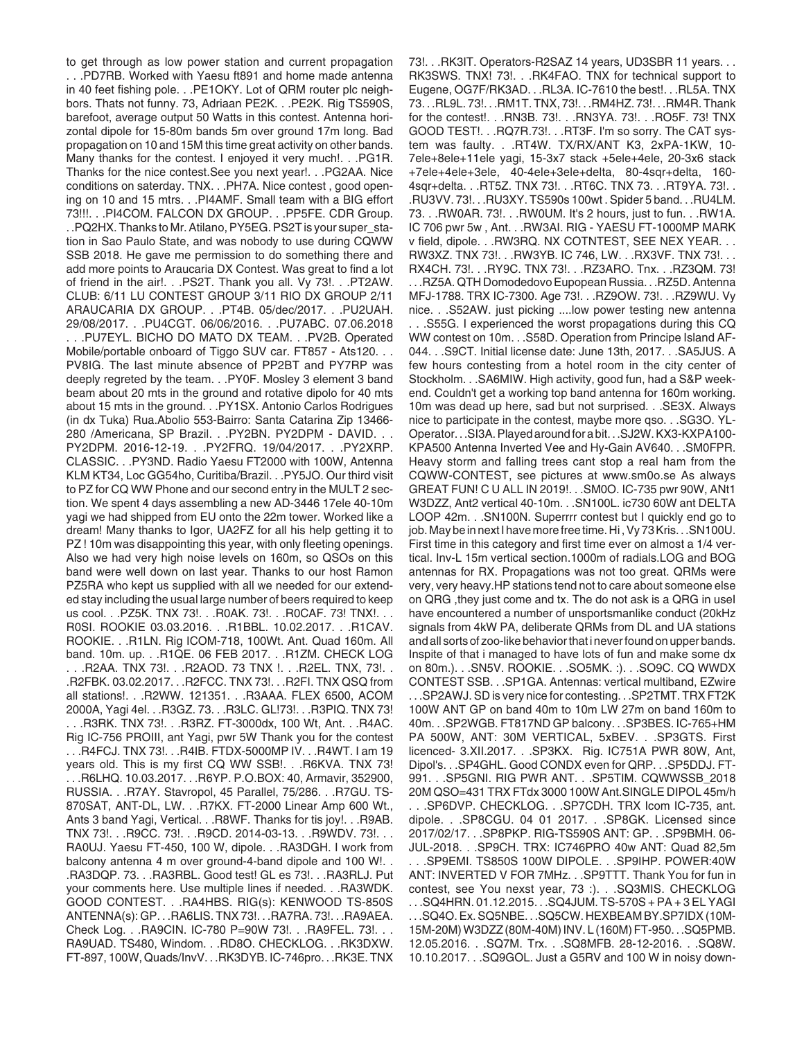to get through as low power station and current propagation . . .PD7RB. Worked with Yaesu ft891 and home made antenna in 40 feet fishing pole. . .PE1OKY. Lot of QRM router plc neighbors. Thats not funny. 73, Adriaan PE2K. . .PE2K. Rig TS590S, barefoot, average output 50 Watts in this contest. Antenna horizontal dipole for 15-80m bands 5m over ground 17m long. Bad propagation on 10 and 15M this time great activity on other bands. Many thanks for the contest. I enjoyed it very much!. . .PG1R. Thanks for the nice contest.See you next year!. . .PG2AA. Nice conditions on saterday. TNX. . .PH7A. Nice contest , good opening on 10 and 15 mtrs. . .PI4AMF. Small team with a BIG effort 73!!!. . .PI4COM. FALCON DX GROUP. . .PP5FE. CDR Group. . .PQ2HX. Thanks to Mr. Atilano, PY5EG. PS2T is your super_station in Sao Paulo State, and was nobody to use during CQWW SSB 2018. He gave me permission to do something there and add more points to Araucaria DX Contest. Was great to find a lot of friend in the air!. . .PS2T. Thank you all. Vy 73!. . .PT2AW. CLUB: 6/11 LU CONTEST GROUP 3/11 RIO DX GROUP 2/11 ARAUCARIA DX GROUP. . .PT4B. 05/dec/2017. . .PU2UAH. 29/08/2017. . .PU4CGT. 06/06/2016. . .PU7ABC. 07.06.2018 . . .PU7EYL. BICHO DO MATO DX TEAM. . .PV2B. Operated Mobile/portable onboard of Tiggo SUV car. FT857 - Ats120. . . PV8IG. The last minute absence of PP2BT and PY7RP was deeply regreted by the team. . .PY0F. Mosley 3 element 3 band beam about 20 mts in the ground and rotative dipolo for 40 mts about 15 mts in the ground. . .PY1SX. Antonio Carlos Rodrigues (in dx Tuka) Rua.Abolio 553-Bairro: Santa Catarina Zip 13466-280 /Americana, SP Brazil. . .PY2BN. PY2DPM - DAVID. . . PY2DPM. 2016-12-19. . .PY2FRQ. 19/04/2017. . .PY2XRP. CLASSIC. . .PY3ND. Radio Yaesu FT2000 with 100W, Antenna KLM KT34, Loc GG54ho, Curitiba/Brazil. . .PY5JO. Our third visit to PZ for CQ WW Phone and our second entry in the MULT 2 section. We spent 4 days assembling a new AD-3446 17ele 40-10m yagi we had shipped from EU onto the 22m tower. Worked like a dream! Many thanks to Igor, UA2FZ for all his help getting it to PZ ! 10m was disappointing this year, with only fleeting openings. Also we had very high noise levels on 160m, so QSOs on this band were well down on last year. Thanks to our host Ramon PZ5RA who kept us supplied with all we needed for our extended stay including the usual large number of beers required to keep us cool. . .PZ5K. TNX 73!. . .R0AK. 73!. . .R0CAF. 73! TNX!. . . R0SI. ROOKIE 03.03.2016. . .R1BBL. 10.02.2017. . .R1CAV. ROOKIE. . .R1LN. Rig ICOM-718, 100Wt. Ant. Quad 160m. All band. 10m. up. . .R1QE. 06 FEB 2017. . .R1ZM. CHECK LOG . . .R2AA. TNX 73!. . .R2AOD. 73 TNX !. . .R2EL. TNX, 73!. . .R2FBK. 03.02.2017. . .R2FCC. TNX 73!. . .R2FI. TNX QSO from all stations!. . .R2WW. 121351. . .R3AAA. FLEX 6500, ACOM 2000A, Yagi 4el. . .R3GZ. 73. . .R3LC. GL!73!. . .R3PIQ. TNX 73! . . .R3RK. TNX 73!. . .R3RZ. FT-3000dx, 100 Wt, Ant. . .R4AC. Rig IC-756 PROIII, ant Yagi, pwr 5W Thank you for the contest . . .R4FCJ. TNX 73!. . .R4IB. FTDX-5000MP IV. . .R4WT. I am 19 years old. This is my first CQ WW SSB!. . .R6KVA. TNX 73! . . .R6LHQ. 10.03.2017. . .R6YP. P.O.BOX: 40, Armavir, 352900, RUSSIA. . .R7AY. Stavropol, 45 Parallel, 75/286. . .R7GU. TS-870SAT, ANT-DL, LW. . .R7KX. FT-2000 Linear Amp 600 Wt., Ants 3 band Yagi, Vertical. . .R8WF. Thanks for tis joy!. . .R9AB. TNX 73!. . .R9CC. 73!. . .R9CD. 2014-03-13. . .R9WDV. 73!. . . RA0UJ. Yaesu FT-450, 100 W, dipole. . .RA3DGH. I work from balcony antenna 4 m over ground-4-band dipole and 100 W!. . .RA3DQP. 73. . .RA3RBL. Good test! GL es 73!. . .RA3RLJ. Put your comments here. Use multiple lines if needed. . .RA3WDK. GOOD CONTEST. . .RA4HBS. RIG(s): KENWOOD TS-850S ANTENNA(s): GP. . .RA6LIS. TNX 73!. . .RA7RA. 73!. . .RA9AEA. Check Log. . .RA9CIN. IC-780 P=90W 73!. . .RA9FEL. 73!. . . RA9UAD. TS480, Windom. . .RD8O. CHECKLOG. . .RK3DXW. FT-897, 100W, Quads/InvV. . .RK3DYB. IC-746pro. . .RK3E. TNX 73!. . .RK3IT. Operators-R2SAZ 14 years, UD3SBR 11 years. . . RK3SWS. TNX! 73!. . .RK4FAO. TNX for technical support to Eugene, OG7F/RK3AD. . .RL3A. IC-7610 the best!. . .RL5A. TNX 73. . .RL9L. 73!. . .RM1T. TNX, 73!. . .RM4HZ. 73!. . .RM4R. Thank for the contest!. . .RN3B. 73!. . .RN3YA. 73!. . .RO5F. 73! TNX GOOD TEST!. . .RQ7R.73!. . .RT3F. I'm so sorry. The CAT system was faulty. . .RT4W. TX/RX/ANT K3, 2xPA-1KW, 10-7ele+8ele+11ele yagi, 15-3x7 stack +5ele+4ele, 20-3x6 stack +7ele+4ele+3ele, 40-4ele+3ele+delta, 80-4sqr+delta, 160-4sqr+delta. . .RT5Z. TNX 73!. . .RT6C. TNX 73. . .RT9YA. 73!. . .RU3VV. 73!. . .RU3XY. TS590s 100wt . Spider 5 band. . .RU4LM. 73. . .RW0AR. 73!. . .RW0UM. It's 2 hours, just to fun. . .RW1A. IC 706 pwr 5w , Ant. . .RW3AI. RIG - YAESU FT-1000MP MARK v field, dipole. . .RW3RQ. NX COTNTEST, SEE NEX YEAR. . . RW3XZ. TNX 73!. . .RW3YB. IC 746, LW. . .RX3VF. TNX 73!. . . RX4CH. 73!. . .RY9C. TNX 73!. . .RZ3ARO. Tnx. . .RZ3QM. 73! . . .RZ5A. QTH Domodedovo Eupopean Russia. . .RZ5D. Antenna MFJ-1788. TRX IC-7300. Age 73!. . .RZ9OW. 73!. . .RZ9WU. Vy nice. . .S52AW. just picking ....low power testing new antenna . . .S55G. I experienced the worst propagations during this CQ WW contest on 10m. . .S58D. Operation from Principe Island AF-044. . .S9CT. Initial license date: June 13th, 2017. . .SA5JUS. A few hours contesting from a hotel room in the city center of Stockholm. . .SA6MIW. High activity, good fun, had a S&P weekend. Couldn't get a working top band antenna for 160m working. 10m was dead up here, sad but not surprised. . .SE3X. Always nice to participate in the contest, maybe more qso. . .SG3O. YL-Operator. . .SI3A. Played around for a bit. . .SJ2W. KX3-KXPA100-KPA500 Antenna Inverted Vee and Hy-Gain AV640. . .SM0FPR. Heavy storm and falling trees cant stop a real ham from the CQWW-CONTEST, see pictures at www.sm0o.se As always GREAT FUN! C U ALL IN 2019!. . .SM0O. IC-735 pwr 90W, ANt1 W3DZZ, Ant2 vertical 40-10m. . .SN100L. ic730 60W ant DELTA LOOP 42m. . .SN100N. Superrrr contest but I quickly end go to job. May be in next I have more free time. Hi , Vy 73 Kris. . .SN100U. First time in this category and first time ever on almost a 1/4 vertical. Inv-L 15m vertical section.1000m of radials.LOG and BOG antennas for RX. Propagations was not too great. QRMs were very, very heavy.HP stations tend not to care about someone else on QRG ,they just come and tx. The do not ask is a QRG in useI have encountered a number of unsportsmanlike conduct (20kHz signals from 4kW PA, deliberate QRMs from DL and UA stations and all sorts of zoo-like behavior that i never found on upper bands. Inspite of that i managed to have lots of fun and make some dx on 80m.). . .SN5V. ROOKIE. . .SO5MK. :). . .SO9C. CQ WWDX CONTEST SSB. . .SP1GA. Antennas: vertical multiband, EZwire . . .SP2AWJ. SD is very nice for contesting. . .SP2TMT. TRX FT2K 100W ANT GP on band 40m to 10m LW 27m on band 160m to 40m. . .SP2WGB. FT817ND GP balcony. . .SP3BES. IC-765+HM PA 500W, ANT: 30M VERTICAL, 5xBEV. . .SP3GTS. First licenced- 3.XII.2017. . .SP3KX. Rig. IC751A PWR 80W, Ant, Dipol's. . .SP4GHL. Good CONDX even for QRP. . .SP5DDJ. FT-991. . .SP5GNI. RIG PWR ANT. . .SP5TIM. CQWWSSB_2018 20M QSO=431 TRX FTdx 3000 100W Ant.SINGLE DIPOL 45m/h . . .SP6DVP. CHECKLOG. . .SP7CDH. TRX Icom IC-735, ant. dipole. . .SP8CGU. 04 01 2017. . .SP8GK. Licensed since 2017/02/17. . .SP8PKP. RIG-TS590S ANT: GP. . .SP9BMH. 06-JUL-2018. . .SP9CH. TRX: IC746PRO 40w ANT: Quad 82,5m . . .SP9EMI. TS850S 100W DIPOLE. . .SP9IHP. POWER:40W ANT: INVERTED V FOR 7MHz. . .SP9TTT. Thank You for fun in contest, see You nexst year, 73 :). . .SQ3MIS. CHECKLOG . . .SQ4HRN. 01.12.2015. . .SQ4JUM. TS-570S + PA + 3 EL YAGI . . .SQ4O. Ex. SQ5NBE. . .SQ5CW. HEXBEAM BY.SP7IDX (10M-15M-20M) W3DZZ (80M-40M) INV. L (160M) FT-950. . .SQ5PMB. 12.05.2016. . .SQ7M. Trx. . .SQ8MFB. 28-12-2016. . .SQ8W. 10.10.2017. . .SQ9GOL. Just a G5RV and 100 W in noisy down-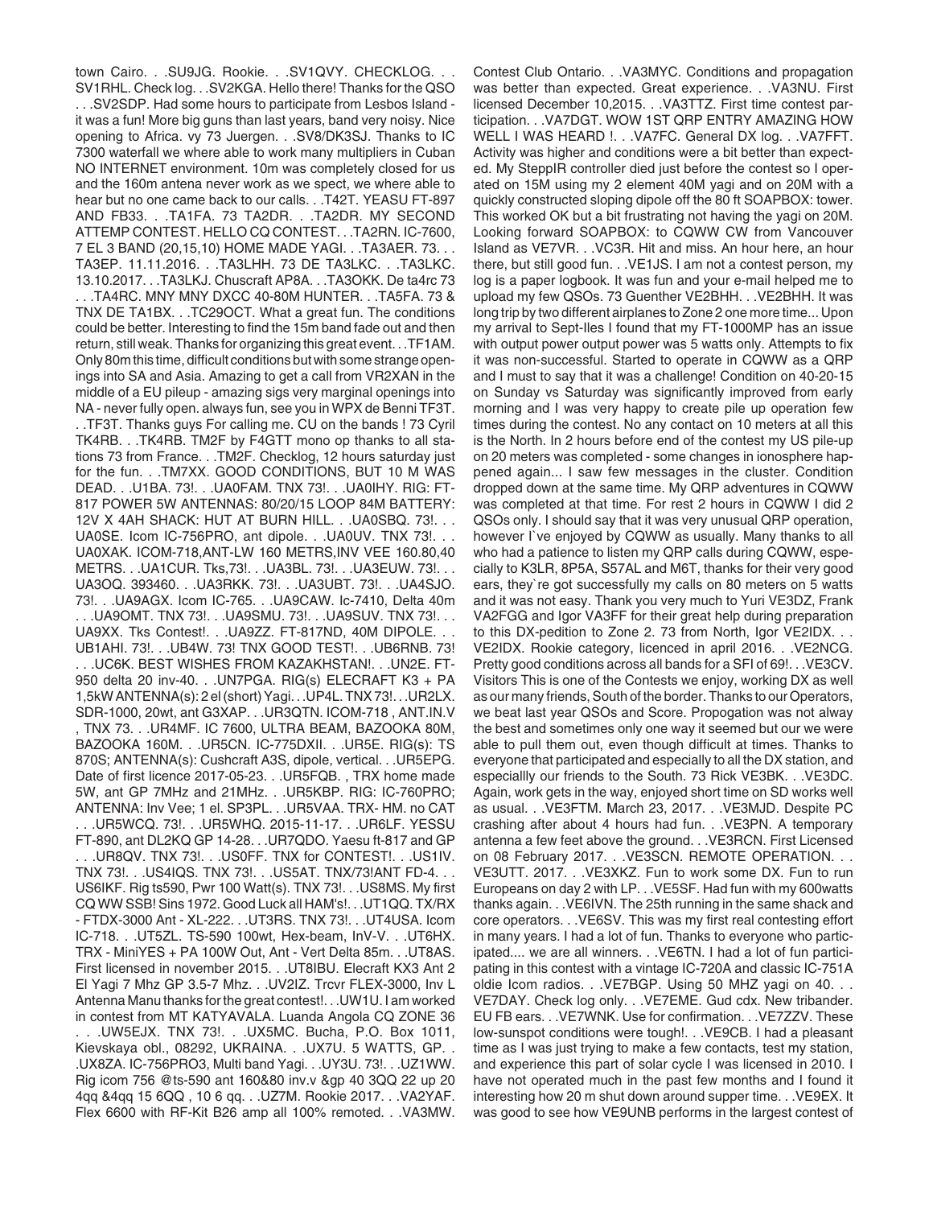town Cairo. . .SU9JG. Rookie. . .SV1QVY. CHECKLOG. . . SV1RHL. Check log. . .SV2KGA. Hello there! Thanks for the QSO . . .SV2SDP. Had some hours to participate from Lesbos Island - it was a fun! More big guns than last years, band very noisy. Nice opening to Africa. vy 73 Juergen. . .SV8/DK3SJ. Thanks to IC 7300 waterfall we where able to work many multipliers in Cuban NO INTERNET environment. 10m was completely closed for us and the 160m antena never work as we spect, we where able to hear but no one came back to our calls. . .T42T. YEASU FT-897 AND FB33. . .TA1FA. 73 TA2DR. . .TA2DR. MY SECOND ATTEMP CONTEST. HELLO CQ CONTEST. . .TA2RN. IC-7600, 7 EL 3 BAND (20,15,10) HOME MADE YAGI. . .TA3AER. 73. . . TA3EP. 11.11.2016. . .TA3LHH. 73 DE TA3LKC. . .TA3LKC. 13.10.2017. . .TA3LKJ. Chuscraft AP8A. . .TA3OKK. De ta4rc 73 . . .TA4RC. MNY MNY DXCC 40-80M HUNTER. . .TA5FA. 73 & TNX DE TA1BX. . .TC29OCT. What a great fun. The conditions could be better. Interesting to find the 15m band fade out and then return, still weak. Thanks for organizing this great event. . .TF1AM. Only 80m this time, difficult conditions but with some strange openings into SA and Asia. Amazing to get a call from VR2XAN in the middle of a EU pileup - amazing sigs very marginal openings into NA - never fully open. always fun, see you in WPX de Benni TF3T. . .TF3T. Thanks guys For calling me. CU on the bands ! 73 Cyril TK4RB. . .TK4RB. TM2F by F4GTT mono op thanks to all stations 73 from France. . .TM2F. Checklog, 12 hours saturday just for the fun. . .TM7XX. GOOD CONDITIONS, BUT 10 M WAS DEAD. . .U1BA. 73!. . .UA0FAM. TNX 73!. . .UA0IHY. RIG: FT-817 POWER 5W ANTENNAS: 80/20/15 LOOP 84M BATTERY: 12V X 4AH SHACK: HUT AT BURN HILL. . .UA0SBQ. 73!. . . UA0SE. Icom IC-756PRO, ant dipole. . .UA0UV. TNX 73!. . . UA0XAK. ICOM-718,ANT-LW 160 METRS,INV VEE 160.80,40 METRS. . .UA1CUR. Tks,73!. . .UA3BL. 73!. . .UA3EUW. 73!. . . UA3OQ. 393460. . .UA3RKK. 73!. . .UA3UBT. 73!. . .UA4SJO. 73!. . .UA9AGX. Icom IC-765. . .UA9CAW. Ic-7410, Delta 40m . . .UA9OMT. TNX 73!. . .UA9SMU. 73!. . .UA9SUV. TNX 73!. . . UA9XX. Tks Contest!. . .UA9ZZ. FT-817ND, 40M DIPOLE. . . UB1AHI. 73!. . .UB4W. 73! TNX GOOD TEST!. . .UB6RNB. 73! . . .UC6K. BEST WISHES FROM KAZAKHSTAN!. . .UN2E. FT-950 delta 20 inv-40. . .UN7PGA. RIG(s) ELECRAFT K3 + PA 1,5kW ANTENNA(s): 2 el (short) Yagi. . .UP4L. TNX 73!. . .UR2LX. SDR-1000, 20wt, ant G3XAP. . .UR3QTN. ICOM-718 , ANT.IN.V , TNX 73. . .UR4MF. IC 7600, ULTRA BEAM, BAZOOKA 80M, BAZOOKA 160M. . .UR5CN. IC-775DXII. . .UR5E. RIG(s): TS 870S; ANTENNA(s): Cushcraft A3S, dipole, vertical. . .UR5EPG. Date of first licence 2017-05-23. . .UR5FQB. , TRX home made 5W, ant GP 7MHz and 21MHz. . .UR5KBP. RIG: IC-760PRO; ANTENNA: Inv Vee; 1 el. SP3PL. . .UR5VAA. TRX- HM. no CAT . . .UR5WCQ. 73!. . .UR5WHQ. 2015-11-17. . .UR6LF. YESSU FT-890, ant DL2KQ GP 14-28. . .UR7QDO. Yaesu ft-817 and GP . . .UR8QV. TNX 73!. . .US0FF. TNX for CONTEST!. . .US1IV. TNX 73!. . .US4IQS. TNX 73!. . .US5AT. TNX/73!ANT FD-4. . . US6IKF. Rig ts590, Pwr 100 Watt(s). TNX 73!. . .US8MS. My first CQ WW SSB! Sins 1972. Good Luck all HAM's!. . .UT1QQ. TX/RX - FTDX-3000 Ant - XL-222. . .UT3RS. TNX 73!. . .UT4USA. Icom IC-718. . .UT5ZL. TS-590 100wt, Hex-beam, InV-V. . .UT6HX. TRX - MiniYES + PA 100W Out, Ant - Vert Delta 85m. . .UT8AS. First licensed in november 2015. . .UT8IBU. Elecraft KX3 Ant 2 El Yagi 7 Mhz GP 3.5-7 Mhz. . .UV2IZ. Trcvr FLEX-3000, Inv L Antenna Manu thanks for the great contest!. . .UW1U. I am worked in contest from MT KATYAVALA. Luanda Angola CQ ZONE 36 . . .UW5EJX. TNX 73!. . .UX5MC. Bucha, P.O. Box 1011, Kievskaya obl., 08292, UKRAINA. . .UX7U. 5 WATTS, GP. . .UX8ZA. IC-756PRO3, Multi band Yagi. . .UY3U. 73!. . .UZ1WW. Rig icom 756 @ts-590 ant 160&80 inv.v &gp 40 3QQ 22 up 20 4qq &4qq 15 6QQ , 10 6 qq. . .UZ7M. Rookie 2017. . .VA2YAF. Flex 6600 with RF-Kit B26 amp all 100% remoted. . .VA3MW. Contest Club Ontario. . .VA3MYC. Conditions and propagation was better than expected. Great experience. . .VA3NU. First licensed December 10,2015. . .VA3TTZ. First time contest participation. . .VA7DGT. WOW 1ST QRP ENTRY AMAZING HOW WELL I WAS HEARD !. . .VA7FC. General DX log. . .VA7FFT. Activity was higher and conditions were a bit better than expected. My SteppIR controller died just before the contest so I operated on 15M using my 2 element 40M yagi and on 20M with a quickly constructed sloping dipole off the 80 ft SOAPBOX: tower. This worked OK but a bit frustrating not having the yagi on 20M. Looking forward SOAPBOX: to CQWW CW from Vancouver Island as VE7VR. . .VC3R. Hit and miss. An hour here, an hour there, but still good fun. . .VE1JS. I am not a contest person, my log is a paper logbook. It was fun and your e-mail helped me to upload my few QSOs. 73 Guenther VE2BHH. . .VE2BHH. It was long trip by two different airplanes to Zone 2 one more time... Upon my arrival to Sept-Iles I found that my FT-1000MP has an issue with output power output power was 5 watts only. Attempts to fix it was non-successful. Started to operate in CQWW as a QRP and I must to say that it was a challenge! Condition on 40-20-15 on Sunday vs Saturday was significantly improved from early morning and I was very happy to create pile up operation few times during the contest. No any contact on 10 meters at all this is the North. In 2 hours before end of the contest my US pile-up on 20 meters was completed - some changes in ionosphere happened again... I saw few messages in the cluster. Condition dropped down at the same time. My QRP adventures in CQWW was completed at that time. For rest 2 hours in CQWW I did 2 QSOs only. I should say that it was very unusual QRP operation, however I`ve enjoyed by CQWW as usually. Many thanks to all who had a patience to listen my QRP calls during CQWW, especially to K3LR, 8P5A, S57AL and M6T, thanks for their very good ears, they`re got successfully my calls on 80 meters on 5 watts and it was not easy. Thank you very much to Yuri VE3DZ, Frank VA2FGG and Igor VA3FF for their great help during preparation to this DX-pedition to Zone 2. 73 from North, Igor VE2IDX. . . VE2IDX. Rookie category, licenced in april 2016. . .VE2NCG. Pretty good conditions across all bands for a SFI of 69!. . .VE3CV. Visitors This is one of the Contests we enjoy, working DX as well as our many friends, South of the border. Thanks to our Operators, we beat last year QSOs and Score. Propogation was not alway the best and sometimes only one way it seemed but our we were able to pull them out, even though difficult at times. Thanks to everyone that participated and especially to all the DX station, and especiallly our friends to the South. 73 Rick VE3BK. . .VE3DC. Again, work gets in the way, enjoyed short time on SD works well as usual. . .VE3FTM. March 23, 2017. . .VE3MJD. Despite PC crashing after about 4 hours had fun. . .VE3PN. A temporary antenna a few feet above the ground. . .VE3RCN. First Licensed on 08 February 2017. . .VE3SCN. REMOTE OPERATION. . . VE3UTT. 2017. . .VE3XKZ. Fun to work some DX. Fun to run Europeans on day 2 with LP. . .VE5SF. Had fun with my 600watts thanks again. . .VE6IVN. The 25th running in the same shack and core operators. . .VE6SV. This was my first real contesting effort in many years. I had a lot of fun. Thanks to everyone who participated.... we are all winners. . .VE6TN. I had a lot of fun participating in this contest with a vintage IC-720A and classic IC-751A oldie Icom radios. . .VE7BGP. Using 50 MHZ yagi on 40. . . VE7DAY. Check log only. . .VE7EME. Gud cdx. New tribander. EU FB ears. . .VE7WNK. Use for confirmation. . .VE7ZZV. These low-sunspot conditions were tough!. . .VE9CB. I had a pleasant time as I was just trying to make a few contacts, test my station, and experience this part of solar cycle I was licensed in 2010. I have not operated much in the past few months and I found it interesting how 20 m shut down around supper time. . .VE9EX. It was good to see how VE9UNB performs in the largest contest of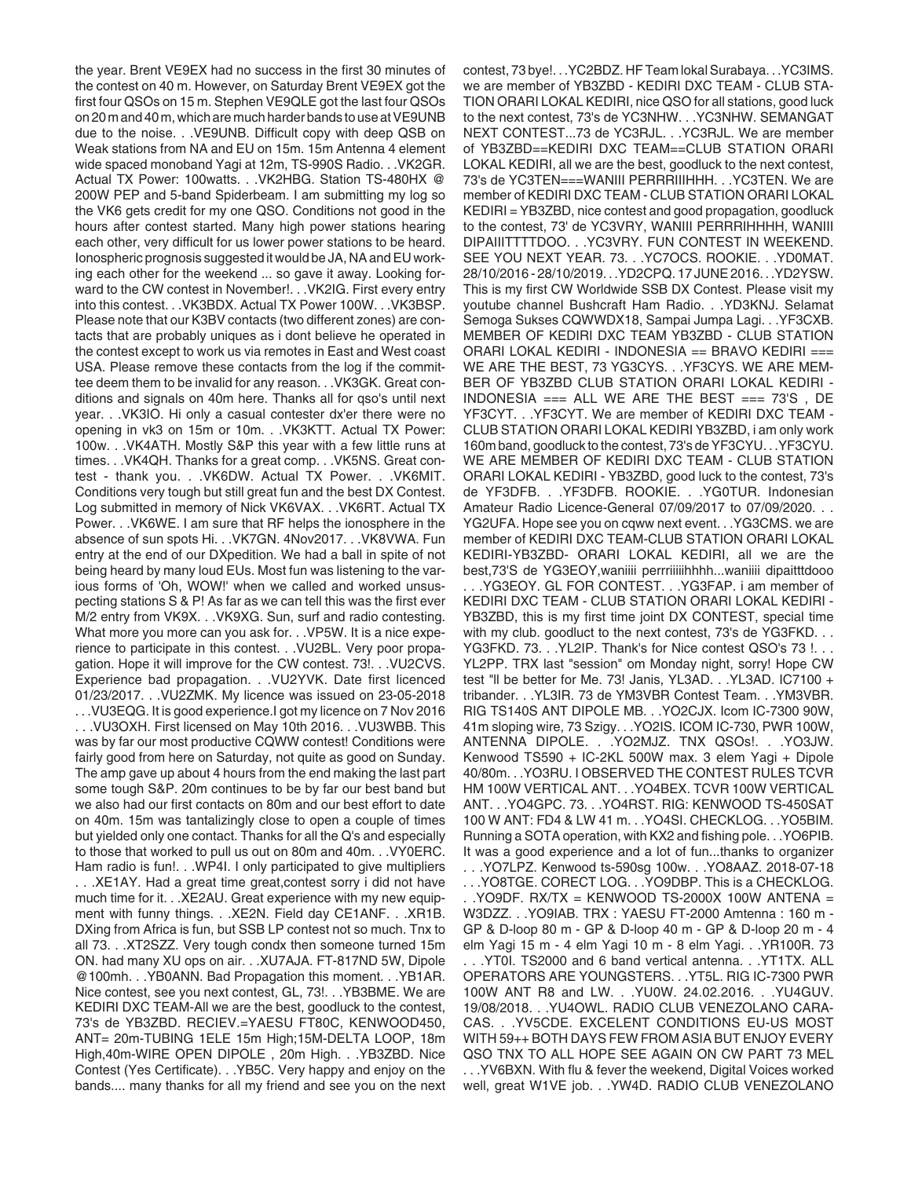the year. Brent VE9EX had no success in the first 30 minutes of the contest on 40 m. However, on Saturday Brent VE9EX got the first four QSOs on 15 m. Stephen VE9QLE got the last four QSOs on 20 m and 40 m, which are much harder bands to use at VE9UNB due to the noise. . .VE9UNB. Difficult copy with deep QSB on Weak stations from NA and EU on 15m. 15m Antenna 4 element wide spaced monoband Yagi at 12m, TS-990S Radio. . .VK2GR. Actual TX Power: 100watts. . .VK2HBG. Station TS-480HX @ 200W PEP and 5-band Spiderbeam. I am submitting my log so the VK6 gets credit for my one QSO. Conditions not good in the hours after contest started. Many high power stations hearing each other, very difficult for us lower power stations to be heard. Ionospheric prognosis suggested it would be JA, NA and EU working each other for the weekend ... so gave it away. Looking forward to the CW contest in November!. . .VK2IG. First every entry into this contest. . .VK3BDX. Actual TX Power 100W. . .VK3BSP. Please note that our K3BV contacts (two different zones) are contacts that are probably uniques as i dont believe he operated in the contest except to work us via remotes in East and West coast USA. Please remove these contacts from the log if the committee deem them to be invalid for any reason. . .VK3GK. Great conditions and signals on 40m here. Thanks all for qso's until next year. . .VK3IO. Hi only a casual contester dx'er there were no opening in vk3 on 15m or 10m. . .VK3KTT. Actual TX Power: 100w. . .VK4ATH. Mostly S&P this year with a few little runs at times. . .VK4QH. Thanks for a great comp. . .VK5NS. Great contest - thank you. . .VK6DW. Actual TX Power. . .VK6MIT. Conditions very tough but still great fun and the best DX Contest. Log submitted in memory of Nick VK6VAX. . .VK6RT. Actual TX Power. . .VK6WE. I am sure that RF helps the ionosphere in the absence of sun spots Hi. . .VK7GN. 4Nov2017. . .VK8VWA. Fun entry at the end of our DXpedition. We had a ball in spite of not being heard by many loud EUs. Most fun was listening to the various forms of 'Oh, WOW!' when we called and worked unsuspecting stations S & P! As far as we can tell this was the first ever M/2 entry from VK9X. . .VK9XG. Sun, surf and radio contesting. What more you more can you ask for. . .VP5W. It is a nice experience to participate in this contest. . .VU2BL. Very poor propagation. Hope it will improve for the CW contest. 73!. . .VU2CVS. Experience bad propagation. . .VU2YVK. Date first licenced 01/23/2017. . .VU2ZMK. My licence was issued on 23-05-2018 . . .VU3EQG. It is good experience.I got my licence on 7 Nov 2016 . . .VU3OXH. First licensed on May 10th 2016. . .VU3WBB. This was by far our most productive CQWW contest! Conditions were fairly good from here on Saturday, not quite as good on Sunday. The amp gave up about 4 hours from the end making the last part some tough S&P. 20m continues to be by far our best band but we also had our first contacts on 80m and our best effort to date on 40m. 15m was tantalizingly close to open a couple of times but yielded only one contact. Thanks for all the Q's and especially to those that worked to pull us out on 80m and 40m. . .VY0ERC. Ham radio is fun!. . .WP4I. I only participated to give multipliers . . .XE1AY. Had a great time great,contest sorry i did not have much time for it. . .XE2AU. Great experience with my new equipment with funny things. . .XE2N. Field day CE1ANF. . .XR1B. DXing from Africa is fun, but SSB LP contest not so much. Tnx to all 73. . .XT2SZZ. Very tough condx then someone turned 15m ON. had many XU ops on air. . .XU7AJA. FT-817ND 5W, Dipole @100mh. . .YB0ANN. Bad Propagation this moment. . .YB1AR. Nice contest, see you next contest, GL, 73!. . .YB3BME. We are KEDIRI DXC TEAM-All we are the best, goodluck to the contest, 73's de YB3ZBD. RECIEV.=YAESU FT80C, KENWOOD450, ANT= 20m-TUBING 1ELE 15m High;15M-DELTA LOOP, 18m High,40m-WIRE OPEN DIPOLE , 20m High. . .YB3ZBD. Nice Contest (Yes Certificate). . .YB5C. Very happy and enjoy on the bands.... many thanks for all my friend and see you on the next contest, 73 bye!. . .YC2BDZ. HF Team lokal Surabaya. . .YC3IMS. we are member of YB3ZBD - KEDIRI DXC TEAM - CLUB STATION ORARI LOKAL KEDIRI, nice QSO for all stations, good luck to the next contest, 73's de YC3NHW. . .YC3NHW. SEMANGAT NEXT CONTEST...73 de YC3RJL. . .YC3RJL. We are member of YB3ZBD==KEDIRI DXC TEAM==CLUB STATION ORARI LOKAL KEDIRI, all we are the best, goodluck to the next contest, 73's de YC3TEN===WANIII PERRRIIIHHH. . .YC3TEN. We are member of KEDIRI DXC TEAM - CLUB STATION ORARI LOKAL KEDIRI = YB3ZBD, nice contest and good propagation, goodluck to the contest, 73' de YC3VRY, WANIII PERRRIHHHH, WANIII DIPAIIITTTTDOO. . .YC3VRY. FUN CONTEST IN WEEKEND. SEE YOU NEXT YEAR. 73. . .YC7OCS. ROOKIE. . .YD0MAT. 28/10/2016 - 28/10/2019. . .YD2CPQ. 17 JUNE 2016. . .YD2YSW. This is my first CW Worldwide SSB DX Contest. Please visit my youtube channel Bushcraft Ham Radio. . .YD3KNJ. Selamat Semoga Sukses CQWWDX18, Sampai Jumpa Lagi. . .YF3CXB. MEMBER OF KEDIRI DXC TEAM YB3ZBD - CLUB STATION ORARI LOKAL KEDIRI - INDONESIA == BRAVO KEDIRI === WE ARE THE BEST, 73 YG3CYS. . .YF3CYS. WE ARE MEMBER OF YB3ZBD CLUB STATION ORARI LOKAL KEDIRI - INDONESIA === ALL WE ARE THE BEST === 73'S , DE YF3CYT. . .YF3CYT. We are member of KEDIRI DXC TEAM - CLUB STATION ORARI LOKAL KEDIRI YB3ZBD, i am only work 160m band, goodluck to the contest, 73's de YF3CYU. . .YF3CYU. WE ARE MEMBER OF KEDIRI DXC TEAM - CLUB STATION ORARI LOKAL KEDIRI - YB3ZBD, good luck to the contest, 73's de YF3DFB. . .YF3DFB. ROOKIE. . .YG0TUR. Indonesian Amateur Radio Licence-General 07/09/2017 to 07/09/2020. . . YG2UFA. Hope see you on cqww next event. . .YG3CMS. we are member of KEDIRI DXC TEAM-CLUB STATION ORARI LOKAL KEDIRI-YB3ZBD- ORARI LOKAL KEDIRI, all we are the best,73'S de YG3EOY,waniiii perrriiiiihhhh...waniiii dipaitttdooo . . .YG3EOY. GL FOR CONTEST. . .YG3FAP. i am member of KEDIRI DXC TEAM - CLUB STATION ORARI LOKAL KEDIRI - YB3ZBD, this is my first time joint DX CONTEST, special time with my club. goodluct to the next contest, 73's de YG3FKD. . . YG3FKD. 73. . .YL2IP. Thank's for Nice contest QSO's 73 !. . . YL2PP. TRX last "session" om Monday night, sorry! Hope CW test "ll be better for Me. 73! Janis, YL3AD. . .YL3AD. IC7100 + tribander. . .YL3IR. 73 de YM3VBR Contest Team. . .YM3VBR. RIG TS140S ANT DIPOLE MB. . .YO2CJX. Icom IC-7300 90W, 41m sloping wire, 73 Szigy. . .YO2IS. ICOM IC-730, PWR 100W, ANTENNA DIPOLE. . .YO2MJZ. TNX QSOs!. . .YO3JW. Kenwood TS590 + IC-2KL 500W max. 3 elem Yagi + Dipole 40/80m. . .YO3RU. I OBSERVED THE CONTEST RULES TCVR HM 100W VERTICAL ANT. . .YO4BEX. TCVR 100W VERTICAL ANT. . .YO4GPC. 73. . .YO4RST. RIG: KENWOOD TS-450SAT 100 W ANT: FD4 & LW 41 m. . .YO4SI. CHECKLOG. . .YO5BIM. Running a SOTA operation, with KX2 and fishing pole. . .YO6PIB. It was a good experience and a lot of fun...thanks to organizer . . .YO7LPZ. Kenwood ts-590sg 100w. . .YO8AAZ. 2018-07-18 . . .YO8TGE. CORECT LOG. . .YO9DBP. This is a CHECKLOG. . .YO9DF. RX/TX = KENWOOD TS-2000X 100W ANTENA = W3DZZ. . .YO9IAB. TRX : YAESU FT-2000 Amtenna : 160 m - GP & D-loop 80 m - GP & D-loop 40 m - GP & D-loop 20 m - 4 elm Yagi 15 m - 4 elm Yagi 10 m - 8 elm Yagi. . .YR100R. 73 . . .YT0I. TS2000 and 6 band vertical antenna. . .YT1TX. ALL OPERATORS ARE YOUNGSTERS. . .YT5L. RIG IC-7300 PWR 100W ANT R8 and LW. . .YU0W. 24.02.2016. . .YU4GUV. 19/08/2018. . .YU4OWL. RADIO CLUB VENEZOLANO CARACAS. . .YV5CDE. EXCELENT CONDITIONS EU-US MOST WITH 59++ BOTH DAYS FEW FROM ASIA BUT ENJOY EVERY QSO TNX TO ALL HOPE SEE AGAIN ON CW PART 73 MEL . . .YV6BXN. With flu & fever the weekend, Digital Voices worked well, great W1VE job. . .YW4D. RADIO CLUB VENEZOLANO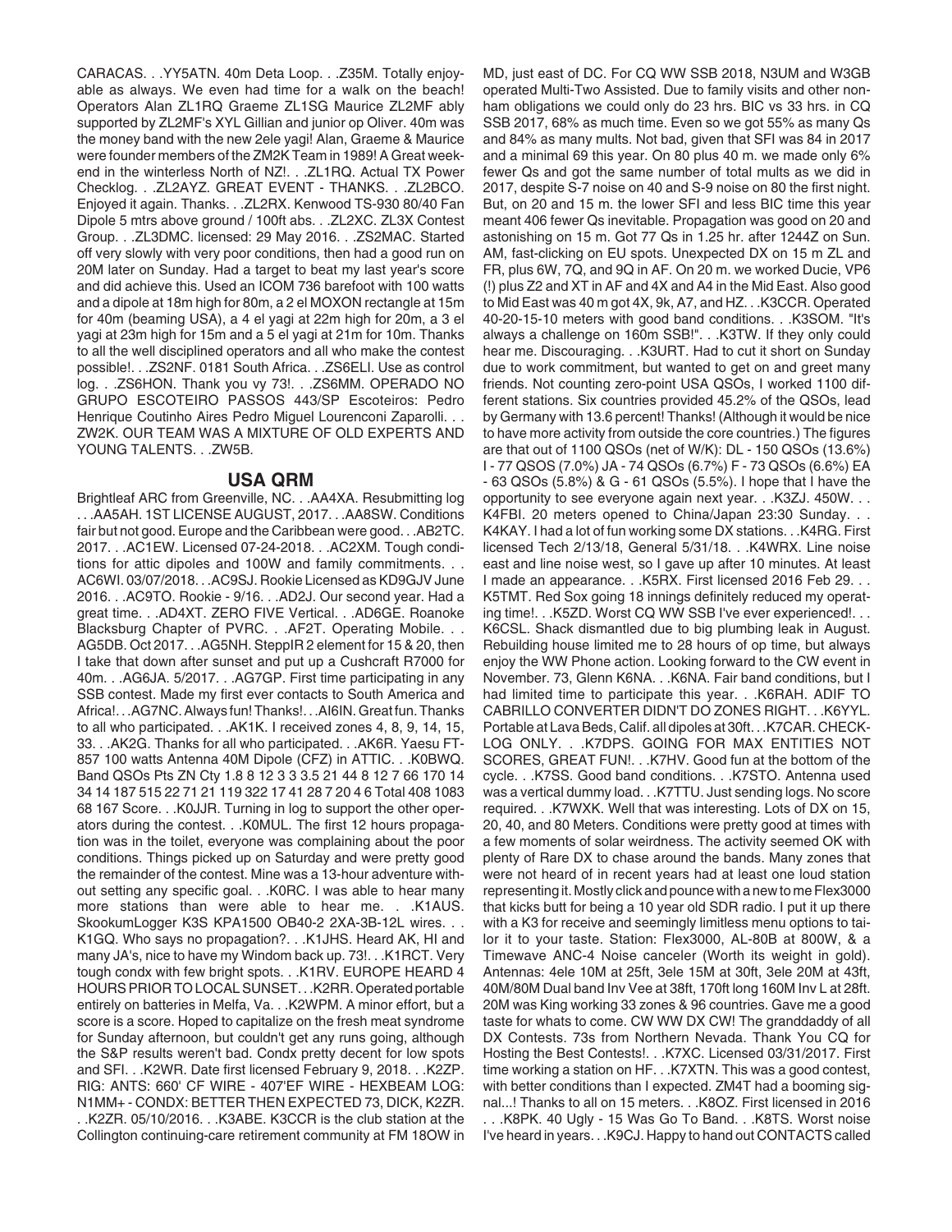CARACAS. . .YY5ATN. 40m Deta Loop. . .Z35M. Totally enjoyable as always. We even had time for a walk on the beach! Operators Alan ZL1RQ Graeme ZL1SG Maurice ZL2MF ably supported by ZL2MF's XYL Gillian and junior op Oliver. 40m was the money band with the new 2ele yagi! Alan, Graeme & Maurice were founder members of the ZM2K Team in 1989! A Great weekend in the winterless North of NZ!. . .ZL1RQ. Actual TX Power Checklog. . .ZL2AYZ. GREAT EVENT - THANKS. . .ZL2BCO. Enjoyed it again. Thanks. . .ZL2RX. Kenwood TS-930 80/40 Fan Dipole 5 mtrs above ground / 100ft abs. . .ZL2XC. ZL3X Contest Group. . .ZL3DMC. licensed: 29 May 2016. . .ZS2MAC. Started off very slowly with very poor conditions, then had a good run on 20M later on Sunday. Had a target to beat my last year's score and did achieve this. Used an ICOM 736 barefoot with 100 watts and a dipole at 18m high for 80m, a 2 el MOXON rectangle at 15m for 40m (beaming USA), a 4 el yagi at 22m high for 20m, a 3 el yagi at 23m high for 15m and a 5 el yagi at 21m for 10m. Thanks to all the well disciplined operators and all who make the contest possible!. . .ZS2NF. 0181 South Africa. . .ZS6ELI. Use as control log. . .ZS6HON. Thank you vy 73!. . .ZS6MM. OPERADO NO GRUPO ESCOTEIRO PASSOS 443/SP Escoteiros: Pedro Henrique Coutinho Aires Pedro Miguel Lourenconi Zaparolli. . . ZW2K. OUR TEAM WAS A MIXTURE OF OLD EXPERTS AND YOUNG TALENTS. . .ZW5B.

## USA QRM

Brightleaf ARC from Greenville, NC. . .AA4XA. Resubmitting log . . .AA5AH. 1ST LICENSE AUGUST, 2017. . .AA8SW. Conditions fair but not good. Europe and the Caribbean were good. . .AB2TC. 2017. . .AC1EW. Licensed 07-24-2018. . .AC2XM. Tough conditions for attic dipoles and 100W and family commitments. . . AC6WI. 03/07/2018. . .AC9SJ. Rookie Licensed as KD9GJV June 2016. . .AC9TO. Rookie - 9/16. . .AD2J. Our second year. Had a great time. . .AD4XT. ZERO FIVE Vertical. . .AD6GE. Roanoke Blacksburg Chapter of PVRC. . .AF2T. Operating Mobile. . . AG5DB. Oct 2017. . .AG5NH. SteppIR 2 element for 15 & 20, then I take that down after sunset and put up a Cushcraft R7000 for 40m. . .AG6JA. 5/2017. . .AG7GP. First time participating in any SSB contest. Made my first ever contacts to South America and Africa!. . .AG7NC. Always fun! Thanks!. . .AI6IN. Great fun. Thanks to all who participated. . .AK1K. I received zones 4, 8, 9, 14, 15, 33. . .AK2G. Thanks for all who participated. . .AK6R. Yaesu FT-857 100 watts Antenna 40M Dipole (CFZ) in ATTIC. . .K0BWQ. Band QSOs Pts ZN Cty 1.8 8 12 3 3 3.5 21 44 8 12 7 66 170 14 34 14 187 515 22 71 21 119 322 17 41 28 7 20 4 6 Total 408 1083 68 167 Score. . .K0JJR. Turning in log to support the other operators during the contest. . .K0MUL. The first 12 hours propagation was in the toilet, everyone was complaining about the poor conditions. Things picked up on Saturday and were pretty good the remainder of the contest. Mine was a 13-hour adventure without setting any specific goal. . .K0RC. I was able to hear many more stations than were able to hear me. . .K1AUS. SkookumLogger K3S KPA1500 OB40-2 2XA-3B-12L wires. . . K1GQ. Who says no propagation?. . .K1JHS. Heard AK, HI and many JA's, nice to have my Windom back up. 73!. . .K1RCT. Very tough condx with few bright spots. . .K1RV. EUROPE HEARD 4 HOURS PRIOR TO LOCAL SUNSET. . .K2RR. Operated portable entirely on batteries in Melfa, Va. . .K2WPM. A minor effort, but a score is a score. Hoped to capitalize on the fresh meat syndrome for Sunday afternoon, but couldn't get any runs going, although the S&P results weren't bad. Condx pretty decent for low spots and SFI. . .K2WR. Date first licensed February 9, 2018. . .K2ZP. RIG: ANTS: 660' CF WIRE - 407'EF WIRE - HEXBEAM LOG: N1MM+ - CONDX: BETTER THEN EXPECTED 73, DICK, K2ZR. . .K2ZR. 05/10/2016. . .K3ABE. K3CCR is the club station at the Collington continuing-care retirement community at FM 18OW in MD, just east of DC. For CQ WW SSB 2018, N3UM and W3GB operated Multi-Two Assisted. Due to family visits and other non-ham obligations we could only do 23 hrs. BIC vs 33 hrs. in CQ SSB 2017, 68% as much time. Even so we got 55% as many Qs and 84% as many mults. Not bad, given that SFI was 84 in 2017 and a minimal 69 this year. On 80 plus 40 m. we made only 6% fewer Qs and got the same number of total mults as we did in 2017, despite S-7 noise on 40 and S-9 noise on 80 the first night. But, on 20 and 15 m. the lower SFI and less BIC time this year meant 406 fewer Qs inevitable. Propagation was good on 20 and astonishing on 15 m. Got 77 Qs in 1.25 hr. after 1244Z on Sun. AM, fast-clicking on EU spots. Unexpected DX on 15 m ZL and FR, plus 6W, 7Q, and 9Q in AF. On 20 m. we worked Ducie, VP6 (!) plus Z2 and XT in AF and 4X and A4 in the Mid East. Also good to Mid East was 40 m got 4X, 9k, A7, and HZ. . .K3CCR. Operated 40-20-15-10 meters with good band conditions. . .K3SOM. "It's always a challenge on 160m SSB!". . .K3TW. If they only could hear me. Discouraging. . .K3URT. Had to cut it short on Sunday due to work commitment, but wanted to get on and greet many friends. Not counting zero-point USA QSOs, I worked 1100 different stations. Six countries provided 45.2% of the QSOs, lead by Germany with 13.6 percent! Thanks! (Although it would be nice to have more activity from outside the core countries.) The figures are that out of 1100 QSOs (net of W/K): DL - 150 QSOs (13.6%) I - 77 QSOS (7.0%) JA - 74 QSOs (6.7%) F - 73 QSOs (6.6%) EA - 63 QSOs (5.8%) & G - 61 QSOs (5.5%). I hope that I have the opportunity to see everyone again next year. . .K3ZJ. 450W. . . K4FBI. 20 meters opened to China/Japan 23:30 Sunday. . . K4KAY. I had a lot of fun working some DX stations. . .K4RG. First licensed Tech 2/13/18, General 5/31/18. . .K4WRX. Line noise east and line noise west, so I gave up after 10 minutes. At least I made an appearance. . .K5RX. First licensed 2016 Feb 29. . . K5TMT. Red Sox going 18 innings definitely reduced my operating time!. . .K5ZD. Worst CQ WW SSB I've ever experienced!. . . K6CSL. Shack dismantled due to big plumbing leak in August. Rebuilding house limited me to 28 hours of op time, but always enjoy the WW Phone action. Looking forward to the CW event in November. 73, Glenn K6NA. . .K6NA. Fair band conditions, but I had limited time to participate this year. . .K6RAH. ADIF TO CABRILLO CONVERTER DIDN'T DO ZONES RIGHT. . .K6YYL. Portable at Lava Beds, Calif. all dipoles at 30ft. . .K7CAR. CHECK-LOG ONLY. . .K7DPS. GOING FOR MAX ENTITIES NOT SCORES, GREAT FUN!. . .K7HV. Good fun at the bottom of the cycle. . .K7SS. Good band conditions. . .K7STO. Antenna used was a vertical dummy load. . .K7TTU. Just sending logs. No score required. . .K7WXK. Well that was interesting. Lots of DX on 15, 20, 40, and 80 Meters. Conditions were pretty good at times with a few moments of solar weirdness. The activity seemed OK with plenty of Rare DX to chase around the bands. Many zones that were not heard of in recent years had at least one loud station representing it. Mostly click and pounce with a new to me Flex3000 that kicks butt for being a 10 year old SDR radio. I put it up there with a K3 for receive and seemingly limitless menu options to tailor it to your taste. Station: Flex3000, AL-80B at 800W, & a Timewave ANC-4 Noise canceler (Worth its weight in gold). Antennas: 4ele 10M at 25ft, 3ele 15M at 30ft, 3ele 20M at 43ft, 40M/80M Dual band Inv Vee at 38ft, 170ft long 160M Inv L at 28ft. 20M was King working 33 zones & 96 countries. Gave me a good taste for whats to come. CW WW DX CW! The granddaddy of all DX Contests. 73s from Northern Nevada. Thank You CQ for Hosting the Best Contests!. . .K7XC. Licensed 03/31/2017. First time working a station on HF. . .K7XTN. This was a good contest, with better conditions than I expected. ZM4T had a booming signal...! Thanks to all on 15 meters. . .K8OZ. First licensed in 2016 . . .K8PK. 40 Ugly - 15 Was Go To Band. . .K8TS. Worst noise I've heard in years. . .K9CJ. Happy to hand out CONTACTS called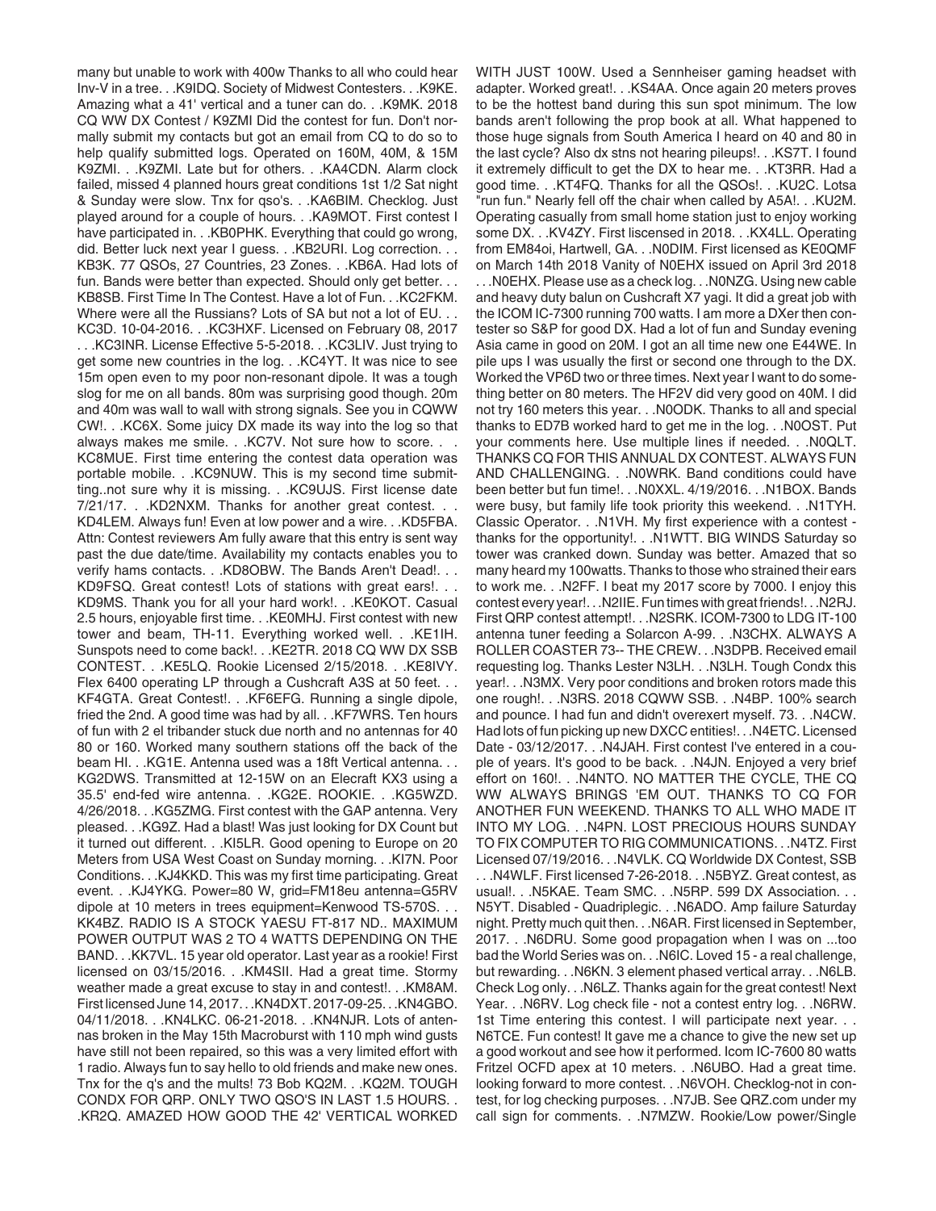many but unable to work with 400w Thanks to all who could hear Inv-V in a tree. . .K9IDQ. Society of Midwest Contesters. . .K9KE. Amazing what a 41' vertical and a tuner can do. . .K9MK. 2018 CQ WW DX Contest / K9ZMI Did the contest for fun. Don't normally submit my contacts but got an email from CQ to do so to help qualify submitted logs. Operated on 160M, 40M, & 15M K9ZMI. . .K9ZMI. Late but for others. . .KA4CDN. Alarm clock failed, missed 4 planned hours great conditions 1st 1/2 Sat night & Sunday were slow. Tnx for qso's. . .KA6BIM. Checklog. Just played around for a couple of hours. . .KA9MOT. First contest I have participated in. . .KB0PHK. Everything that could go wrong, did. Better luck next year I guess. . .KB2URI. Log correction. . . KB3K. 77 QSOs, 27 Countries, 23 Zones. . .KB6A. Had lots of fun. Bands were better than expected. Should only get better. . . KB8SB. First Time In The Contest. Have a lot of Fun. . .KC2FKM. Where were all the Russians? Lots of SA but not a lot of EU. . . KC3D. 10-04-2016. . .KC3HXF. Licensed on February 08, 2017 . . .KC3INR. License Effective 5-5-2018. . .KC3LIV. Just trying to get some new countries in the log. . .KC4YT. It was nice to see 15m open even to my poor non-resonant dipole. It was a tough slog for me on all bands. 80m was surprising good though. 20m and 40m was wall to wall with strong signals. See you in CQWW CW!. . .KC6X. Some juicy DX made its way into the log so that always makes me smile. . .KC7V. Not sure how to score. . . KC8MUE. First time entering the contest data operation was portable mobile. . .KC9NUW. This is my second time submitting..not sure why it is missing. . .KC9UJS. First license date 7/21/17. . .KD2NXM. Thanks for another great contest. . . KD4LEM. Always fun! Even at low power and a wire. . .KD5FBA. Attn: Contest reviewers Am fully aware that this entry is sent way past the due date/time. Availability my contacts enables you to verify hams contacts. . .KD8OBW. The Bands Aren't Dead!. . . KD9FSQ. Great contest! Lots of stations with great ears!. . . KD9MS. Thank you for all your hard work!. . .KE0KOT. Casual 2.5 hours, enjoyable first time. . .KE0MHJ. First contest with new tower and beam, TH-11. Everything worked well. . .KE1IH. Sunspots need to come back!. . .KE2TR. 2018 CQ WW DX SSB CONTEST. . .KE5LQ. Rookie Licensed 2/15/2018. . .KE8IVY. Flex 6400 operating LP through a Cushcraft A3S at 50 feet. . . KF4GTA. Great Contest!. . .KF6EFG. Running a single dipole, fried the 2nd. A good time was had by all. . .KF7WRS. Ten hours of fun with 2 el tribander stuck due north and no antennas for 40 80 or 160. Worked many southern stations off the back of the beam HI. . .KG1E. Antenna used was a 18ft Vertical antenna. . . KG2DWS. Transmitted at 12-15W on an Elecraft KX3 using a 35.5' end-fed wire antenna. . .KG2E. ROOKIE. . .KG5WZD. 4/26/2018. . .KG5ZMG. First contest with the GAP antenna. Very pleased. . .KG9Z. Had a blast! Was just looking for DX Count but it turned out different. . .KI5LR. Good opening to Europe on 20 Meters from USA West Coast on Sunday morning. . .KI7N. Poor Conditions. . .KJ4KKD. This was my first time participating. Great event. . .KJ4YKG. Power=80 W, grid=FM18eu antenna=G5RV dipole at 10 meters in trees equipment=Kenwood TS-570S. . . KK4BZ. RADIO IS A STOCK YAESU FT-817 ND.. MAXIMUM POWER OUTPUT WAS 2 TO 4 WATTS DEPENDING ON THE BAND. . .KK7VL. 15 year old operator. Last year as a rookie! First licensed on 03/15/2016. . .KM4SII. Had a great time. Stormy weather made a great excuse to stay in and contest!. . .KM8AM. First licensed June 14, 2017. . .KN4DXT. 2017-09-25. . .KN4GBO. 04/11/2018. . .KN4LKC. 06-21-2018. . .KN4NJR. Lots of antennas broken in the May 15th Macroburst with 110 mph wind gusts have still not been repaired, so this was a very limited effort with 1 radio. Always fun to say hello to old friends and make new ones. Tnx for the q's and the mults! 73 Bob KQ2M. . .KQ2M. TOUGH CONDX FOR QRP. ONLY TWO QSO'S IN LAST 1.5 HOURS. . .KR2Q. AMAZED HOW GOOD THE 42' VERTICAL WORKED WITH JUST 100W. Used a Sennheiser gaming headset with adapter. Worked great!. . .KS4AA. Once again 20 meters proves to be the hottest band during this sun spot minimum. The low bands aren't following the prop book at all. What happened to those huge signals from South America I heard on 40 and 80 in the last cycle? Also dx stns not hearing pileups!. . .KS7T. I found it extremely difficult to get the DX to hear me. . .KT3RR. Had a good time. . .KT4FQ. Thanks for all the QSOs!. . .KU2C. Lotsa "run fun." Nearly fell off the chair when called by A5A!. . .KU2M. Operating casually from small home station just to enjoy working some DX. . .KV4ZY. First liscensed in 2018. . .KX4LL. Operating from EM84oi, Hartwell, GA. . .N0DIM. First licensed as KE0QMF on March 14th 2018 Vanity of N0EHX issued on April 3rd 2018 . . .N0EHX. Please use as a check log. . .N0NZG. Using new cable and heavy duty balun on Cushcraft X7 yagi. It did a great job with the ICOM IC-7300 running 700 watts. I am more a DXer then contester so S&P for good DX. Had a lot of fun and Sunday evening Asia came in good on 20M. I got an all time new one E44WE. In pile ups I was usually the first or second one through to the DX. Worked the VP6D two or three times. Next year I want to do something better on 80 meters. The HF2V did very good on 40M. I did not try 160 meters this year. . .N0ODK. Thanks to all and special thanks to ED7B worked hard to get me in the log. . .N0OST. Put your comments here. Use multiple lines if needed. . .N0QLT. THANKS CQ FOR THIS ANNUAL DX CONTEST. ALWAYS FUN AND CHALLENGING. . .N0WRK. Band conditions could have been better but fun time!. . .N0XXL. 4/19/2016. . .N1BOX. Bands were busy, but family life took priority this weekend. . .N1TYH. Classic Operator. . .N1VH. My first experience with a contest - thanks for the opportunity!. . .N1WTT. BIG WINDS Saturday so tower was cranked down. Sunday was better. Amazed that so many heard my 100watts. Thanks to those who strained their ears to work me. . .N2FF. I beat my 2017 score by 7000. I enjoy this contest every year!. . .N2IIE. Fun times with great friends!. . .N2RJ. First QRP contest attempt!. . .N2SRK. ICOM-7300 to LDG IT-100 antenna tuner feeding a Solarcon A-99. . .N3CHX. ALWAYS A ROLLER COASTER 73-- THE CREW. . .N3DPB. Received email requesting log. Thanks Lester N3LH. . .N3LH. Tough Condx this year!. . .N3MX. Very poor conditions and broken rotors made this one rough!. . .N3RS. 2018 CQWW SSB. . .N4BP. 100% search and pounce. I had fun and didn't overexert myself. 73. . .N4CW. Had lots of fun picking up new DXCC entities!. . .N4ETC. Licensed Date - 03/12/2017. . .N4JAH. First contest I've entered in a couple of years. It's good to be back. . .N4JN. Enjoyed a very brief effort on 160!. . .N4NTO. NO MATTER THE CYCLE, THE CQ WW ALWAYS BRINGS 'EM OUT. THANKS TO CQ FOR ANOTHER FUN WEEKEND. THANKS TO ALL WHO MADE IT INTO MY LOG. . .N4PN. LOST PRECIOUS HOURS SUNDAY TO FIX COMPUTER TO RIG COMMUNICATIONS. . .N4TZ. First Licensed 07/19/2016. . .N4VLK. CQ Worldwide DX Contest, SSB . . .N4WLF. First licensed 7-26-2018. . .N5BYZ. Great contest, as usual!. . .N5KAE. Team SMC. . .N5RP. 599 DX Association. . . N5YT. Disabled - Quadriplegic. . .N6ADO. Amp failure Saturday night. Pretty much quit then. . .N6AR. First licensed in September, 2017. . .N6DRU. Some good propagation when I was on ...too bad the World Series was on. . .N6IC. Loved 15 - a real challenge, but rewarding. . .N6KN. 3 element phased vertical array. . .N6LB. Check Log only. . .N6LZ. Thanks again for the great contest! Next Year. . .N6RV. Log check file - not a contest entry log. . .N6RW. 1st Time entering this contest. I will participate next year. . . N6TCE. Fun contest! It gave me a chance to give the new set up a good workout and see how it performed. Icom IC-7600 80 watts Fritzel OCFD apex at 10 meters. . .N6UBO. Had a great time. looking forward to more contest. . .N6VOH. Checklog-not in contest, for log checking purposes. . .N7JB. See QRZ.com under my call sign for comments. . .N7MZW. Rookie/Low power/Single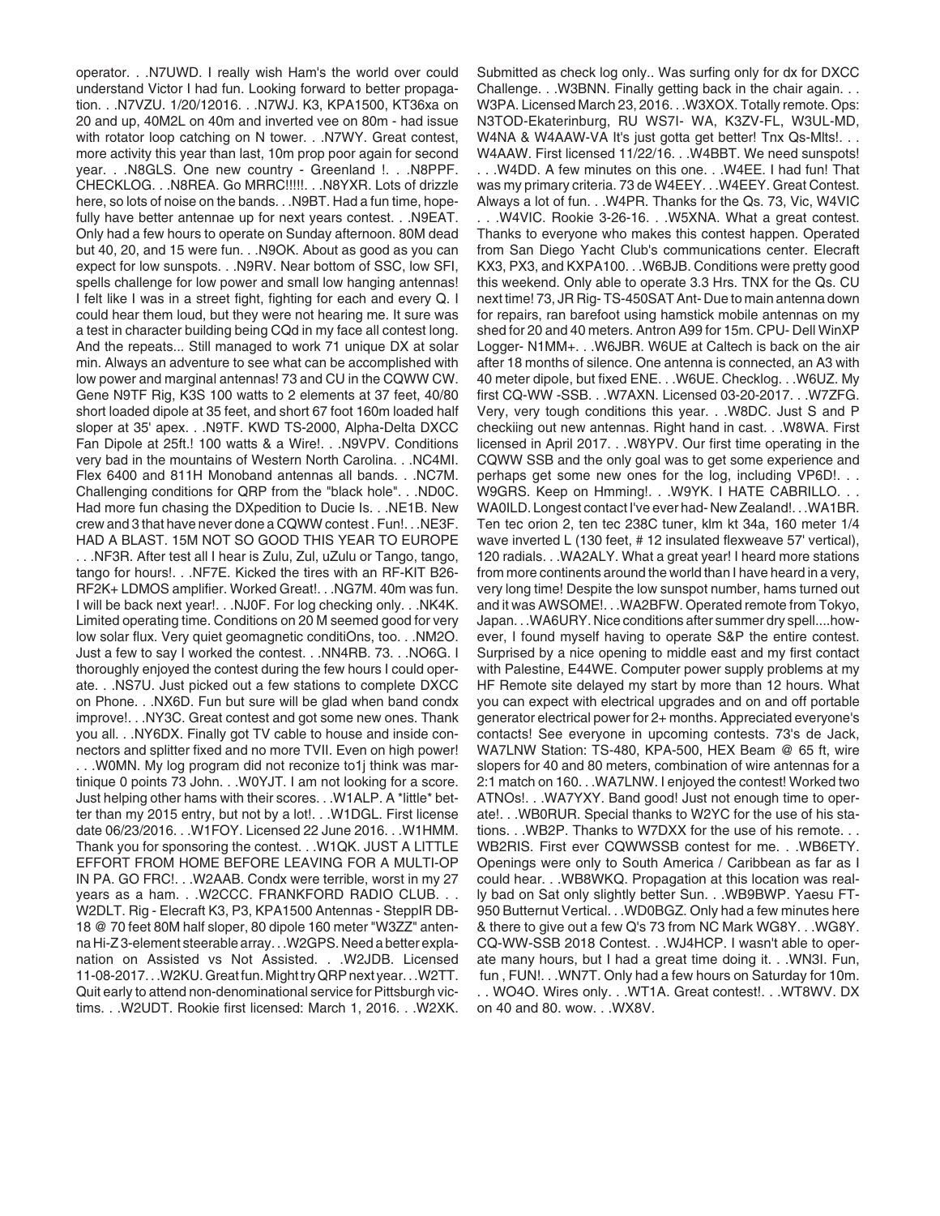operator. . .N7UWD. I really wish Ham's the world over could understand Victor I had fun. Looking forward to better propagation. . .N7VZU. 1/20/12016. . .N7WJ. K3, KPA1500, KT36xa on 20 and up, 40M2L on 40m and inverted vee on 80m - had issue with rotator loop catching on N tower. . .N7WY. Great contest, more activity this year than last, 10m prop poor again for second year. . .N8GLS. One new country - Greenland !. . .N8PPF. CHECKLOG. . .N8REA. Go MRRC!!!!!. . .N8YXR. Lots of drizzle here, so lots of noise on the bands. . .N9BT. Had a fun time, hopefully have better antennae up for next years contest. . .N9EAT. Only had a few hours to operate on Sunday afternoon. 80M dead but 40, 20, and 15 were fun. . .N9OK. About as good as you can expect for low sunspots. . .N9RV. Near bottom of SSC, low SFI, spells challenge for low power and small low hanging antennas! I felt like I was in a street fight, fighting for each and every Q. I could hear them loud, but they were not hearing me. It sure was a test in character building being CQd in my face all contest long. And the repeats... Still managed to work 71 unique DX at solar min. Always an adventure to see what can be accomplished with low power and marginal antennas! 73 and CU in the CQWW CW. Gene N9TF Rig, K3S 100 watts to 2 elements at 37 feet, 40/80 short loaded dipole at 35 feet, and short 67 foot 160m loaded half sloper at 35' apex. . .N9TF. KWD TS-2000, Alpha-Delta DXCC Fan Dipole at 25ft.! 100 watts & a Wire!. . .N9VPV. Conditions very bad in the mountains of Western North Carolina. . .NC4MI. Flex 6400 and 811H Monoband antennas all bands. . .NC7M. Challenging conditions for QRP from the "black hole". . .ND0C. Had more fun chasing the DXpedition to Ducie Is. . .NE1B. New crew and 3 that have never done a CQWW contest . Fun!. . .NE3F. HAD A BLAST. 15M NOT SO GOOD THIS YEAR TO EUROPE . . .NF3R. After test all I hear is Zulu, Zul, uZulu or Tango, tango, tango for hours!. . .NF7E. Kicked the tires with an RF-KIT B26-RF2K+ LDMOS amplifier. Worked Great!. . .NG7M. 40m was fun. I will be back next year!. . .NJ0F. For log checking only. . .NK4K. Limited operating time. Conditions on 20 M seemed good for very low solar flux. Very quiet geomagnetic conditiOns, too. . .NM2O. Just a few to say I worked the contest. . .NN4RB. 73. . .NO6G. I thoroughly enjoyed the contest during the few hours I could operate. . .NS7U. Just picked out a few stations to complete DXCC on Phone. . .NX6D. Fun but sure will be glad when band condx improve!. . .NY3C. Great contest and got some new ones. Thank you all. . .NY6DX. Finally got TV cable to house and inside connectors and splitter fixed and no more TVII. Even on high power! . . .W0MN. My log program did not reconize to1j think was martinique 0 points 73 John. . .W0YJT. I am not looking for a score. Just helping other hams with their scores. . .W1ALP. A *little* better than my 2015 entry, but not by a lot!. . .W1DGL. First license date 06/23/2016. . .W1FOY. Licensed 22 June 2016. . .W1HMM. Thank you for sponsoring the contest. . .W1QK. JUST A LITTLE EFFORT FROM HOME BEFORE LEAVING FOR A MULTI-OP IN PA. GO FRC!. . .W2AAB. Condx were terrible, worst in my 27 years as a ham. . .W2CCC. FRANKFORD RADIO CLUB. . . W2DLT. Rig - Elecraft K3, P3, KPA1500 Antennas - SteppIR DB-18 @ 70 feet 80M half sloper, 80 dipole 160 meter "W3ZZ" antenna Hi-Z 3-element steerable array. . .W2GPS. Need a better explanation on Assisted vs Not Assisted. . .W2JDB. Licensed 11-08-2017. . .W2KU. Great fun. Might try QRP next year. . .W2TT. Quit early to attend non-denominational service for Pittsburgh victims. . .W2UDT. Rookie first licensed: March 1, 2016. . .W2XK. Submitted as check log only.. Was surfing only for dx for DXCC Challenge. . .W3BNN. Finally getting back in the chair again. . . W3PA. Licensed March 23, 2016. . .W3XOX. Totally remote. Ops: N3TOD-Ekaterinburg, RU WS7I- WA, K3ZV-FL, W3UL-MD, W4NA & W4AAW-VA It's just gotta get better! Tnx Qs-Mlts!. . . W4AAW. First licensed 11/22/16. . .W4BBT. We need sunspots! . . .W4DD. A few minutes on this one. . .W4EE. I had fun! That was my primary criteria. 73 de W4EEY. . .W4EEY. Great Contest. Always a lot of fun. . .W4PR. Thanks for the Qs. 73, Vic, W4VIC . . .W4VIC. Rookie 3-26-16. . .W5XNA. What a great contest. Thanks to everyone who makes this contest happen. Operated from San Diego Yacht Club's communications center. Elecraft KX3, PX3, and KXPA100. . .W6BJB. Conditions were pretty good this weekend. Only able to operate 3.3 Hrs. TNX for the Qs. CU next time! 73, JR Rig- TS-450SAT Ant- Due to main antenna down for repairs, ran barefoot using hamstick mobile antennas on my shed for 20 and 40 meters. Antron A99 for 15m. CPU- Dell WinXP Logger- N1MM+. . .W6JBR. W6UE at Caltech is back on the air after 18 months of silence. One antenna is connected, an A3 with 40 meter dipole, but fixed ENE. . .W6UE. Checklog. . .W6UZ. My first CQ-WW -SSB. . .W7AXN. Licensed 03-20-2017. . .W7ZFG. Very, very tough conditions this year. . .W8DC. Just S and P checkiing out new antennas. Right hand in cast. . .W8WA. First licensed in April 2017. . .W8YPV. Our first time operating in the CQWW SSB and the only goal was to get some experience and perhaps get some new ones for the log, including VP6D!. . . W9GRS. Keep on Hmming!. . .W9YK. I HATE CABRILLO. . . WA0ILD. Longest contact I've ever had- New Zealand!. . .WA1BR. Ten tec orion 2, ten tec 238C tuner, klm kt 34a, 160 meter 1/4 wave inverted L (130 feet, # 12 insulated flexweave 57' vertical), 120 radials. . .WA2ALY. What a great year! I heard more stations from more continents around the world than I have heard in a very, very long time! Despite the low sunspot number, hams turned out and it was AWSOME!. . .WA2BFW. Operated remote from Tokyo, Japan. . .WA6URY. Nice conditions after summer dry spell....however, I found myself having to operate S&P the entire contest. Surprised by a nice opening to middle east and my first contact with Palestine, E44WE. Computer power supply problems at my HF Remote site delayed my start by more than 12 hours. What you can expect with electrical upgrades and on and off portable generator electrical power for 2+ months. Appreciated everyone's contacts! See everyone in upcoming contests. 73's de Jack, WA7LNW Station: TS-480, KPA-500, HEX Beam @ 65 ft, wire slopers for 40 and 80 meters, combination of wire antennas for a 2:1 match on 160. . .WA7LNW. I enjoyed the contest! Worked two ATNOs!. . .WA7YXY. Band good! Just not enough time to operate!. . .WB0RUR. Special thanks to W2YC for the use of his stations. . .WB2P. Thanks to W7DXX for the use of his remote. . . WB2RIS. First ever CQWWSSB contest for me. . .WB6ETY. Openings were only to South America / Caribbean as far as I could hear. . .WB8WKQ. Propagation at this location was really bad on Sat only slightly better Sun. . .WB9BWP. Yaesu FT-950 Butternut Vertical. . .WD0BGZ. Only had a few minutes here & there to give out a few Q's 73 from NC Mark WG8Y. . .WG8Y. CQ-WW-SSB 2018 Contest. . .WJ4HCP. I wasn't able to operate many hours, but I had a great time doing it. . .WN3I. Fun, fun , FUN!. . .WN7T. Only had a few hours on Saturday for 10m. . . WO4O. Wires only. . .WT1A. Great contest!. . .WT8WV. DX on 40 and 80. wow. . .WX8V.